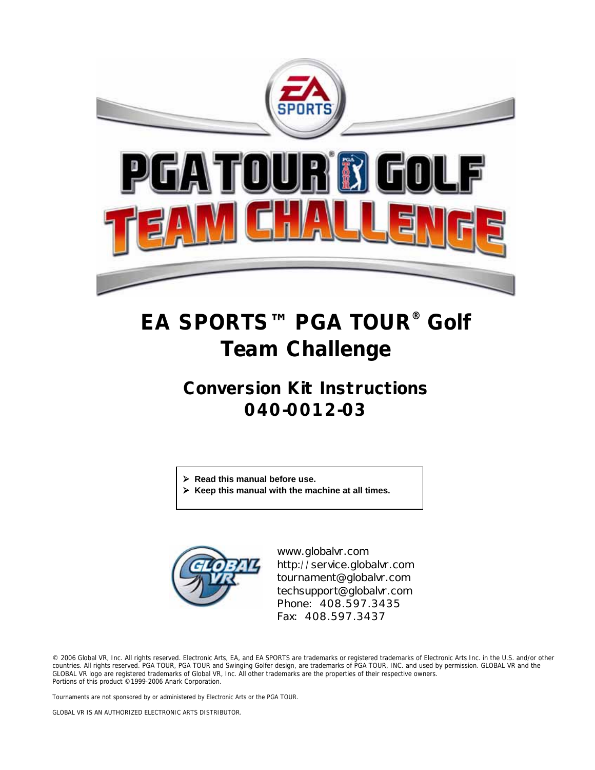# EA SPORTS™ PGA TOUR® Golf Team Challenge

## Conversion Kit Instructions 040-0012-03

- **Read this manual before use.**
- **Keep this manual with the machine at all times.**

www.globalvr.com
http://service.globalvr.com
tournament@globalvr.com
techsupport@globalvr.com
Phone: 408.597.3435
Fax: 408.597.3437

© 2006 Global VR, Inc. All rights reserved. Electronic Arts, EA, and EA SPORTS are trademarks or registered trademarks of Electronic Arts Inc. in the U.S. and/or other countries. All rights reserved. PGA TOUR, PGA TOUR and Swinging Golfer design, are trademarks of PGA TOUR, INC. and used by permission. GLOBAL VR and the GLOBAL VR logo are registered trademarks of Global VR, Inc. All other trademarks are the properties of their respective owners.
Portions of this product ©1999-2006 Anark Corporation.

Tournaments are not sponsored by or administered by Electronic Arts or the PGA TOUR.

GLOBAL VR IS AN AUTHORIZED ELECTRONIC ARTS DISTRIBUTOR.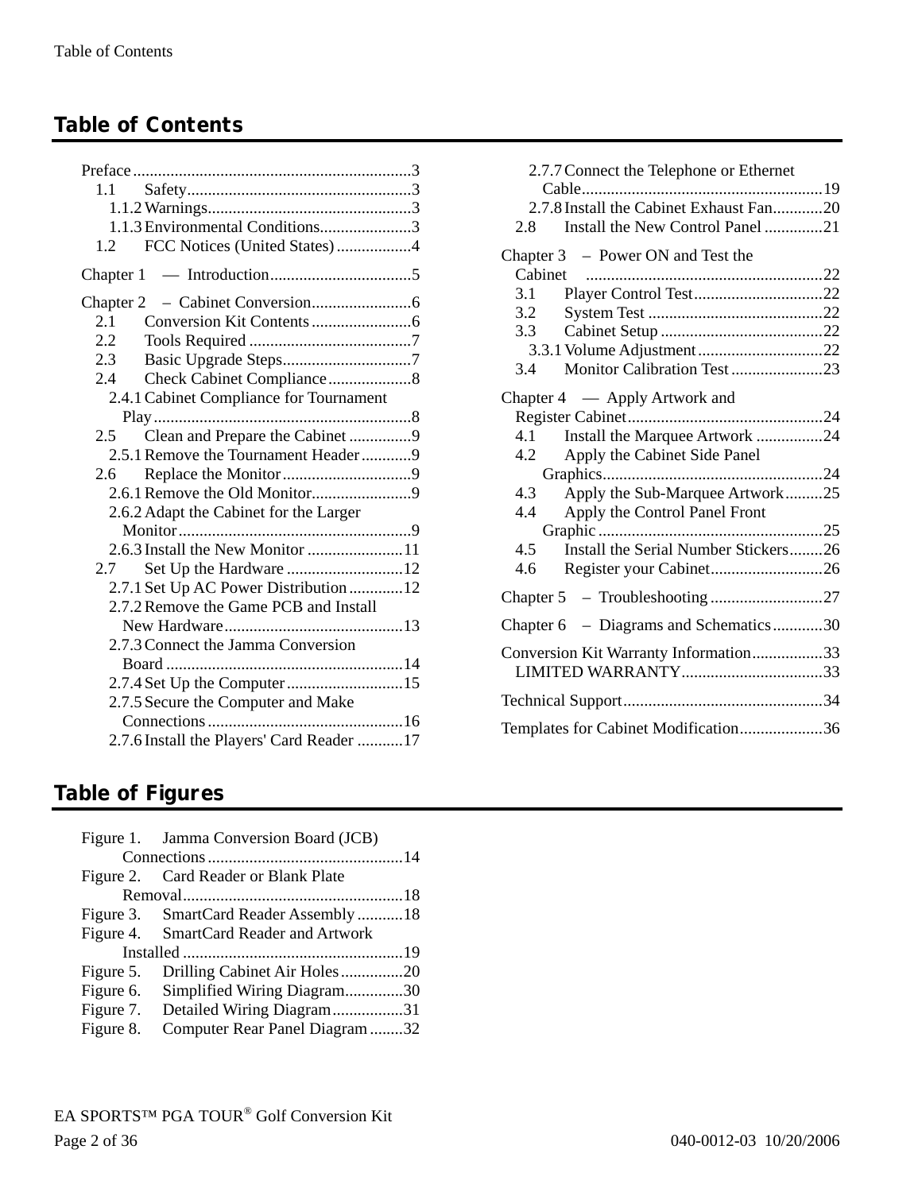# Table of Contents

Preface ........................................................................3
- 1.1 Safety.......................................................3
  - 1.1.2 Warnings.................................................3
  - 1.1.3 Environmental Conditions......................3
- 1.2 FCC Notices (United States)..................4

Chapter 1 — Introduction..................................5

Chapter 2 – Cabinet Conversion........................6
- 2.1 Conversion Kit Contents........................6
- 2.2 Tools Required .......................................7
- 2.3 Basic Upgrade Steps...............................7
- 2.4 Check Cabinet Compliance....................8
  - 2.4.1 Cabinet Compliance for Tournament Play..............................................................8
- 2.5 Clean and Prepare the Cabinet ...............9
  - 2.5.1 Remove the Tournament Header............9
- 2.6 Replace the Monitor...............................9
  - 2.6.1 Remove the Old Monitor........................9
  - 2.6.2 Adapt the Cabinet for the Larger Monitor........................................................9
  - 2.6.3 Install the New Monitor .......................11
- 2.7 Set Up the Hardware ............................12
  - 2.7.1 Set Up AC Power Distribution.............12
  - 2.7.2 Remove the Game PCB and Install New Hardware...........................................13
  - 2.7.3 Connect the Jamma Conversion Board .........................................................14
  - 2.7.4 Set Up the Computer............................15
  - 2.7.5 Secure the Computer and Make Connections...............................................16
  - 2.7.6 Install the Players' Card Reader ...........17
  - 2.7.7 Connect the Telephone or Ethernet Cable..........................................................19
  - 2.7.8 Install the Cabinet Exhaust Fan............20
- 2.8 Install the New Control Panel ..............21

Chapter 3 – Power ON and Test the Cabinet .........................................................22
- 3.1 Player Control Test...............................22
- 3.2 System Test ..........................................22
- 3.3 Cabinet Setup .......................................22
  - 3.3.1 Volume Adjustment..............................22
- 3.4 Monitor Calibration Test ......................23

Chapter 4 — Apply Artwork and Register Cabinet...............................................24
- 4.1 Install the Marquee Artwork ................24
- 4.2 Apply the Cabinet Side Panel Graphics.....................................................24
- 4.3 Apply the Sub-Marquee Artwork.........25
- 4.4 Apply the Control Panel Front Graphic ......................................................25
- 4.5 Install the Serial Number Stickers........26
- 4.6 Register your Cabinet...........................26

Chapter 5 – Troubleshooting ...........................27

Chapter 6 – Diagrams and Schematics............30

Conversion Kit Warranty Information.................33
- LIMITED WARRANTY..................................33

Technical Support................................................34

Templates for Cabinet Modification....................36

# Table of Figures

- Figure 1. Jamma Conversion Board (JCB) Connections...............................................14
- Figure 2. Card Reader or Blank Plate Removal.....................................................18
- Figure 3. SmartCard Reader Assembly...........18
- Figure 4. SmartCard Reader and Artwork Installed .....................................................19
- Figure 5. Drilling Cabinet Air Holes...............20
- Figure 6. Simplified Wiring Diagram..............30
- Figure 7. Detailed Wiring Diagram.................31
- Figure 8. Computer Rear Panel Diagram........32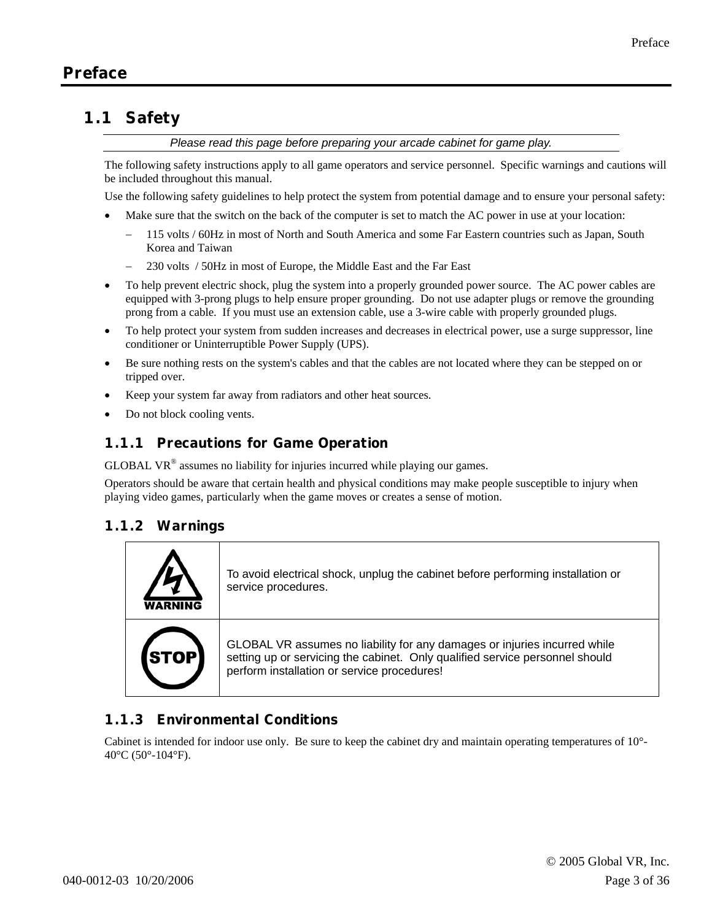# Preface

## 1.1 Safety

*Please read this page before preparing your arcade cabinet for game play.*

The following safety instructions apply to all game operators and service personnel. Specific warnings and cautions will be included throughout this manual.

Use the following safety guidelines to help protect the system from potential damage and to ensure your personal safety:

- Make sure that the switch on the back of the computer is set to match the AC power in use at your location:
  - 115 volts / 60Hz in most of North and South America and some Far Eastern countries such as Japan, South Korea and Taiwan
  - 230 volts / 50Hz in most of Europe, the Middle East and the Far East
- To help prevent electric shock, plug the system into a properly grounded power source. The AC power cables are equipped with 3-prong plugs to help ensure proper grounding. Do not use adapter plugs or remove the grounding prong from a cable. If you must use an extension cable, use a 3-wire cable with properly grounded plugs.
- To help protect your system from sudden increases and decreases in electrical power, use a surge suppressor, line conditioner or Uninterruptible Power Supply (UPS).
- Be sure nothing rests on the system's cables and that the cables are not located where they can be stepped on or tripped over.
- Keep your system far away from radiators and other heat sources.
- Do not block cooling vents.

### 1.1.1 Precautions for Game Operation

GLOBAL VR® assumes no liability for injuries incurred while playing our games.

Operators should be aware that certain health and physical conditions may make people susceptible to injury when playing video games, particularly when the game moves or creates a sense of motion.

### 1.1.2 Warnings

| | |
|---|---|
| WARNING | To avoid electrical shock, unplug the cabinet before performing installation or service procedures. |
| STOP | GLOBAL VR assumes no liability for any damages or injuries incurred while setting up or servicing the cabinet. Only qualified service personnel should perform installation or service procedures! |

### 1.1.3 Environmental Conditions

Cabinet is intended for indoor use only. Be sure to keep the cabinet dry and maintain operating temperatures of 10°-40°C (50°-104°F).

© 2005 Global VR, Inc.

040-0012-03 10/20/2006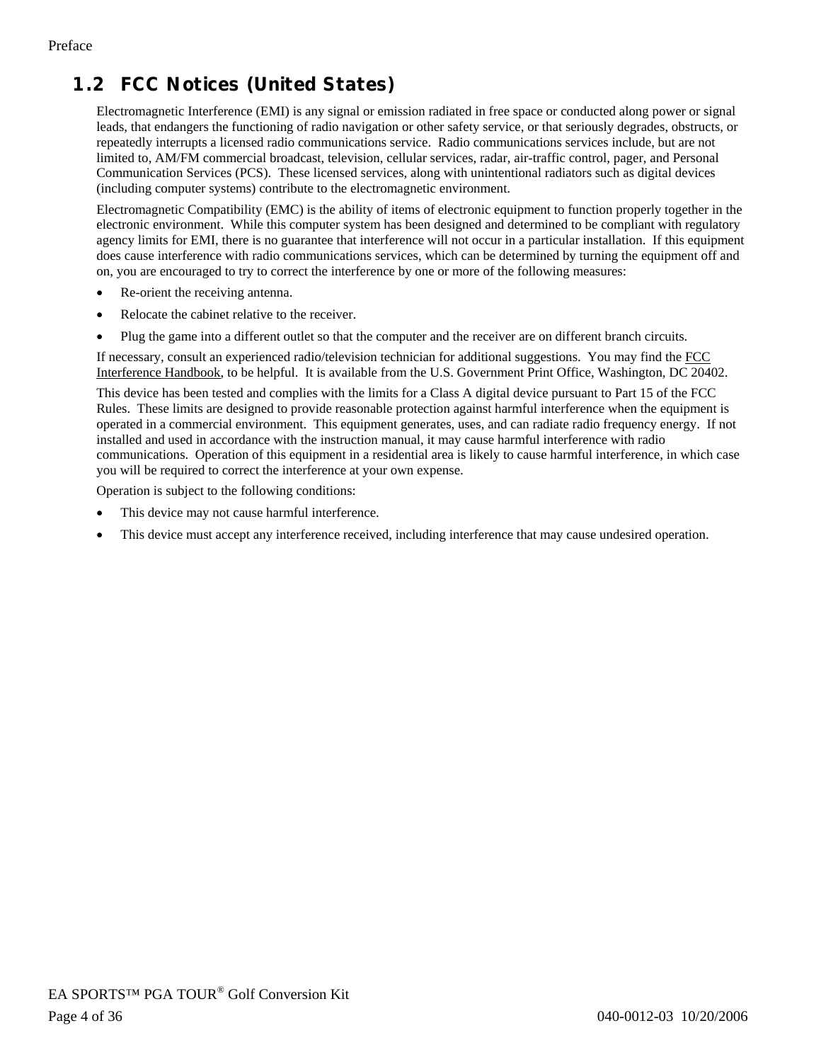## 1.2 FCC Notices (United States)

Electromagnetic Interference (EMI) is any signal or emission radiated in free space or conducted along power or signal leads, that endangers the functioning of radio navigation or other safety service, or that seriously degrades, obstructs, or repeatedly interrupts a licensed radio communications service. Radio communications services include, but are not limited to, AM/FM commercial broadcast, television, cellular services, radar, air-traffic control, pager, and Personal Communication Services (PCS). These licensed services, along with unintentional radiators such as digital devices (including computer systems) contribute to the electromagnetic environment.

Electromagnetic Compatibility (EMC) is the ability of items of electronic equipment to function properly together in the electronic environment. While this computer system has been designed and determined to be compliant with regulatory agency limits for EMI, there is no guarantee that interference will not occur in a particular installation. If this equipment does cause interference with radio communications services, which can be determined by turning the equipment off and on, you are encouraged to try to correct the interference by one or more of the following measures:

- Re-orient the receiving antenna.
- Relocate the cabinet relative to the receiver.
- Plug the game into a different outlet so that the computer and the receiver are on different branch circuits.

If necessary, consult an experienced radio/television technician for additional suggestions. You may find the FCC Interference Handbook, to be helpful. It is available from the U.S. Government Print Office, Washington, DC 20402.

This device has been tested and complies with the limits for a Class A digital device pursuant to Part 15 of the FCC Rules. These limits are designed to provide reasonable protection against harmful interference when the equipment is operated in a commercial environment. This equipment generates, uses, and can radiate radio frequency energy. If not installed and used in accordance with the instruction manual, it may cause harmful interference with radio communications. Operation of this equipment in a residential area is likely to cause harmful interference, in which case you will be required to correct the interference at your own expense.

Operation is subject to the following conditions:

- This device may not cause harmful interference.
- This device must accept any interference received, including interference that may cause undesired operation.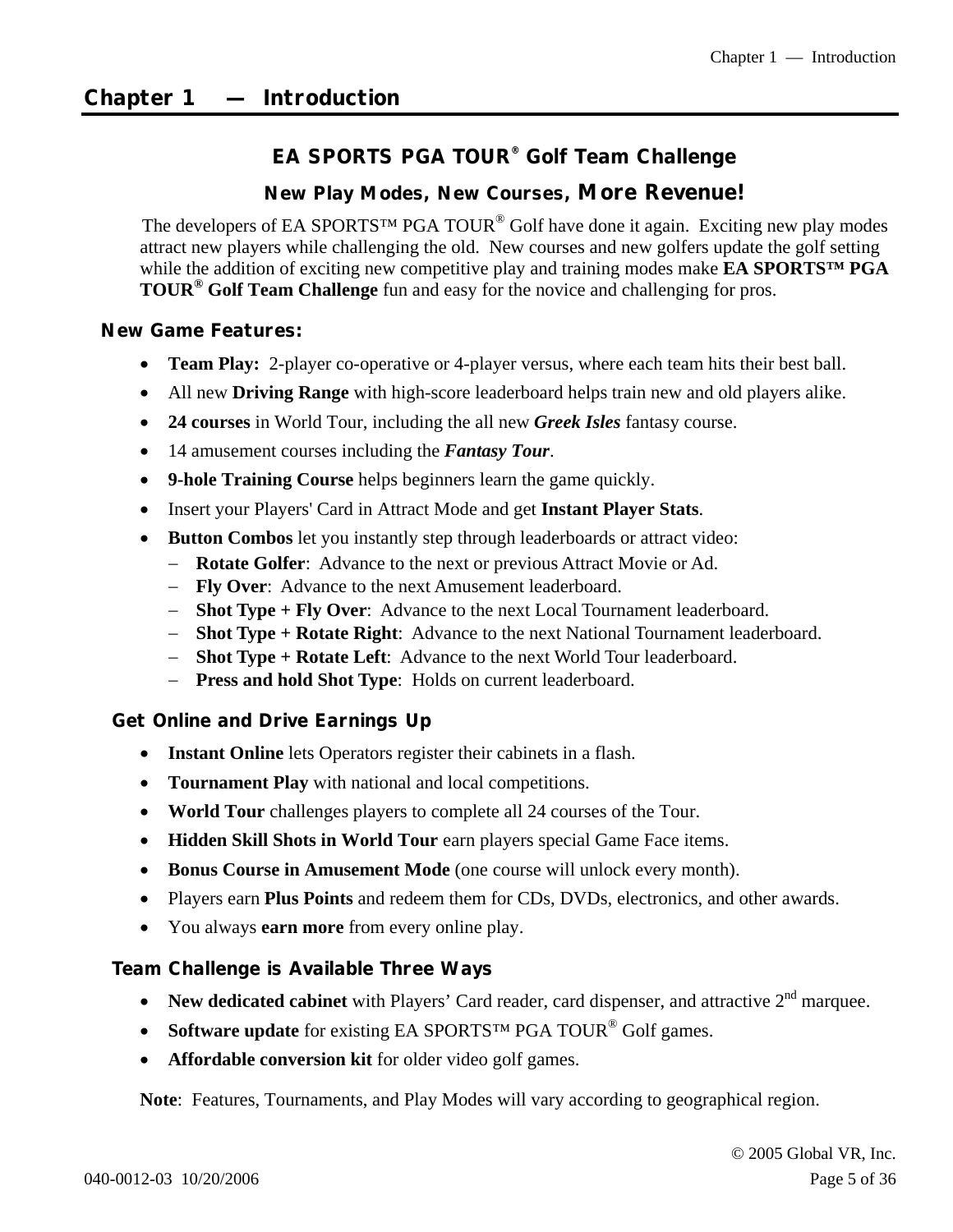# Chapter 1 — Introduction

## EA SPORTS PGA TOUR® Golf Team Challenge

### New Play Modes, New Courses, More Revenue!

The developers of EA SPORTS™ PGA TOUR® Golf have done it again. Exciting new play modes attract new players while challenging the old. New courses and new golfers update the golf setting while the addition of exciting new competitive play and training modes make **EA SPORTS™ PGA TOUR® Golf Team Challenge** fun and easy for the novice and challenging for pros.

### New Game Features:

- **Team Play:** 2-player co-operative or 4-player versus, where each team hits their best ball.
- All new **Driving Range** with high-score leaderboard helps train new and old players alike.
- **24 courses** in World Tour, including the all new ***Greek Isles*** fantasy course.
- 14 amusement courses including the ***Fantasy Tour***.
- **9-hole Training Course** helps beginners learn the game quickly.
- Insert your Players' Card in Attract Mode and get **Instant Player Stats**.
- **Button Combos** let you instantly step through leaderboards or attract video:
  - **Rotate Golfer**: Advance to the next or previous Attract Movie or Ad.
  - **Fly Over**: Advance to the next Amusement leaderboard.
  - **Shot Type + Fly Over**: Advance to the next Local Tournament leaderboard.
  - **Shot Type + Rotate Right**: Advance to the next National Tournament leaderboard.
  - **Shot Type + Rotate Left**: Advance to the next World Tour leaderboard.
  - **Press and hold Shot Type**: Holds on current leaderboard.

### Get Online and Drive Earnings Up

- **Instant Online** lets Operators register their cabinets in a flash.
- **Tournament Play** with national and local competitions.
- **World Tour** challenges players to complete all 24 courses of the Tour.
- **Hidden Skill Shots in World Tour** earn players special Game Face items.
- **Bonus Course in Amusement Mode** (one course will unlock every month).
- Players earn **Plus Points** and redeem them for CDs, DVDs, electronics, and other awards.
- You always **earn more** from every online play.

### Team Challenge is Available Three Ways

- **New dedicated cabinet** with Players' Card reader, card dispenser, and attractive 2nd marquee.
- **Software update** for existing EA SPORTS™ PGA TOUR® Golf games.
- **Affordable conversion kit** for older video golf games.

**Note**: Features, Tournaments, and Play Modes will vary according to geographical region.

© 2005 Global VR, Inc.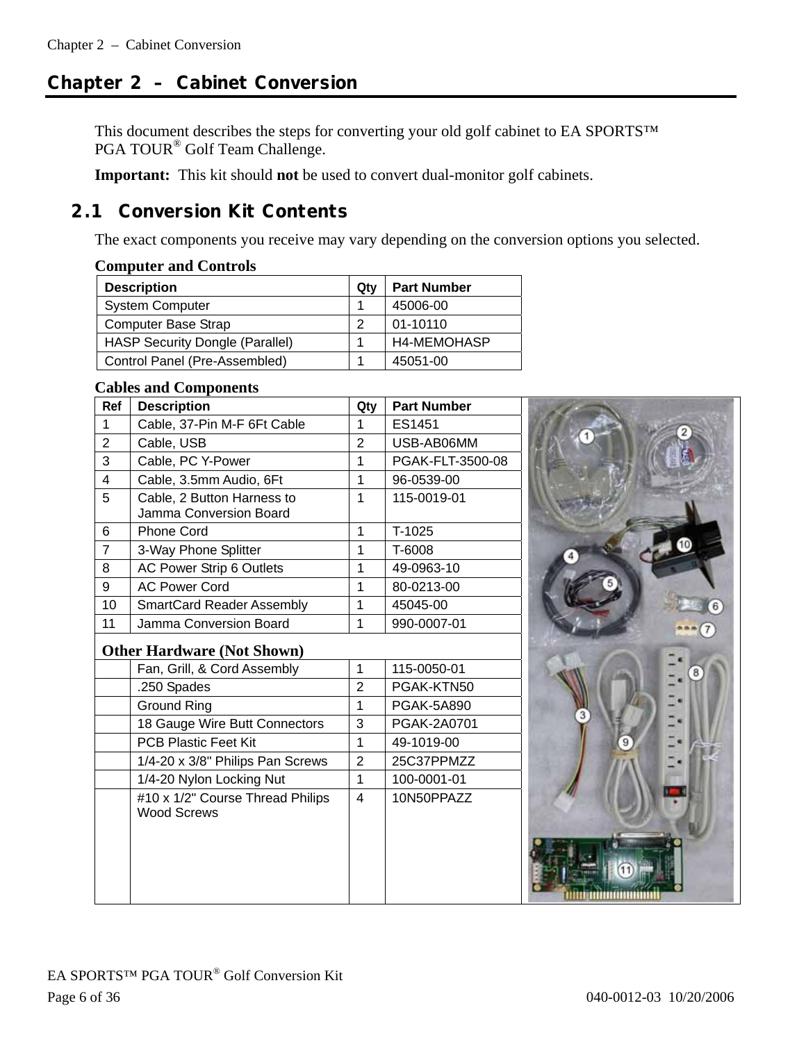# Chapter 2 – Cabinet Conversion

This document describes the steps for converting your old golf cabinet to EA SPORTS™ PGA TOUR® Golf Team Challenge.

**Important:** This kit should **not** be used to convert dual-monitor golf cabinets.

## 2.1 Conversion Kit Contents

The exact components you receive may vary depending on the conversion options you selected.

**Computer and Controls**

| Description | Qty | Part Number |
|---|---|---|
| System Computer | 1 | 45006-00 |
| Computer Base Strap | 2 | 01-10110 |
| HASP Security Dongle (Parallel) | 1 | H4-MEMOHASP |
| Control Panel (Pre-Assembled) | 1 | 45051-00 |

**Cables and Components**

| Ref | Description | Qty | Part Number |
|---|---|---|---|
| 1 | Cable, 37-Pin M-F 6Ft Cable | 1 | ES1451 |
| 2 | Cable, USB | 2 | USB-AB06MM |
| 3 | Cable, PC Y-Power | 1 | PGAK-FLT-3500-08 |
| 4 | Cable, 3.5mm Audio, 6Ft | 1 | 96-0539-00 |
| 5 | Cable, 2 Button Harness to Jamma Conversion Board | 1 | 115-0019-01 |
| 6 | Phone Cord | 1 | T-1025 |
| 7 | 3-Way Phone Splitter | 1 | T-6008 |
| 8 | AC Power Strip 6 Outlets | 1 | 49-0963-10 |
| 9 | AC Power Cord | 1 | 80-0213-00 |
| 10 | SmartCard Reader Assembly | 1 | 45045-00 |
| 11 | Jamma Conversion Board | 1 | 990-0007-01 |
| **Other Hardware (Not Shown)** | | | |
| | Fan, Grill, & Cord Assembly | 1 | 115-0050-01 |
| | .250 Spades | 2 | PGAK-KTN50 |
| | Ground Ring | 1 | PGAK-5A890 |
| | 18 Gauge Wire Butt Connectors | 3 | PGAK-2A0701 |
| | PCB Plastic Feet Kit | 1 | 49-1019-00 |
| | 1/4-20 x 3/8" Philips Pan Screws | 2 | 25C37PPMZZ |
| | 1/4-20 Nylon Locking Nut | 1 | 100-0001-01 |
| | #10 x 1/2" Course Thread Philips Wood Screws | 4 | 10N50PPAZZ |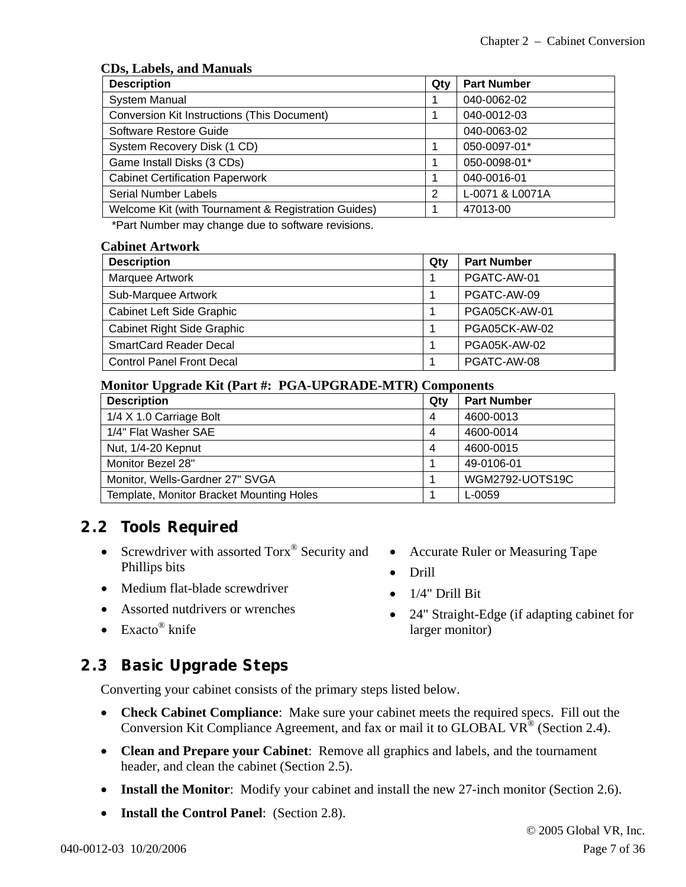**CDs, Labels, and Manuals**

| Description | Qty | Part Number |
|---|---|---|
| System Manual | 1 | 040-0062-02 |
| Conversion Kit Instructions (This Document) | 1 | 040-0012-03 |
| Software Restore Guide | | 040-0063-02 |
| System Recovery Disk (1 CD) | 1 | 050-0097-01* |
| Game Install Disks (3 CDs) | 1 | 050-0098-01* |
| Cabinet Certification Paperwork | 1 | 040-0016-01 |
| Serial Number Labels | 2 | L-0071 & L0071A |
| Welcome Kit (with Tournament & Registration Guides) | 1 | 47013-00 |

*Part Number may change due to software revisions.

**Cabinet Artwork**

| Description | Qty | Part Number |
|---|---|---|
| Marquee Artwork | 1 | PGATC-AW-01 |
| Sub-Marquee Artwork | 1 | PGATC-AW-09 |
| Cabinet Left Side Graphic | 1 | PGA05CK-AW-01 |
| Cabinet Right Side Graphic | 1 | PGA05CK-AW-02 |
| SmartCard Reader Decal | 1 | PGA05K-AW-02 |
| Control Panel Front Decal | 1 | PGATC-AW-08 |

**Monitor Upgrade Kit (Part #: PGA-UPGRADE-MTR) Components**

| Description | Qty | Part Number |
|---|---|---|
| 1/4 X 1.0 Carriage Bolt | 4 | 4600-0013 |
| 1/4" Flat Washer SAE | 4 | 4600-0014 |
| Nut, 1/4-20 Kepnut | 4 | 4600-0015 |
| Monitor Bezel 28" | 1 | 49-0106-01 |
| Monitor, Wells-Gardner 27" SVGA | 1 | WGM2792-UOTS19C |
| Template, Monitor Bracket Mounting Holes | 1 | L-0059 |

## 2.2 Tools Required

- Screwdriver with assorted Torx® Security and Phillips bits
- Medium flat-blade screwdriver
- Assorted nutdrivers or wrenches
- Exacto® knife
- Accurate Ruler or Measuring Tape
- Drill
- 1/4" Drill Bit
- 24" Straight-Edge (if adapting cabinet for larger monitor)

## 2.3 Basic Upgrade Steps

Converting your cabinet consists of the primary steps listed below.

- **Check Cabinet Compliance**: Make sure your cabinet meets the required specs. Fill out the Conversion Kit Compliance Agreement, and fax or mail it to GLOBAL VR® (Section 2.4).
- **Clean and Prepare your Cabinet**: Remove all graphics and labels, and the tournament header, and clean the cabinet (Section 2.5).
- **Install the Monitor**: Modify your cabinet and install the new 27-inch monitor (Section 2.6).
- **Install the Control Panel**: (Section 2.8).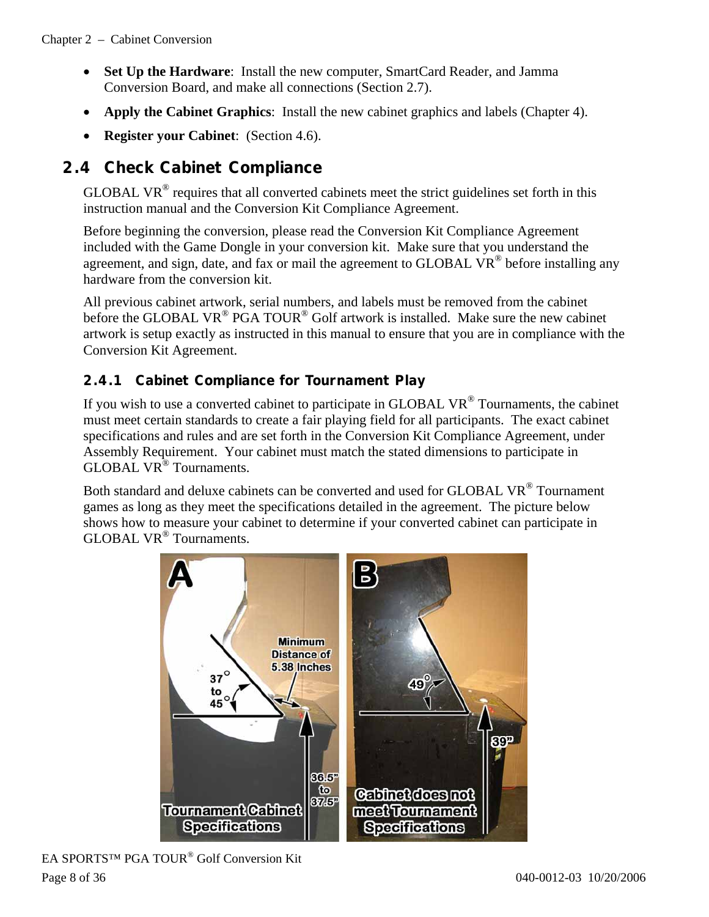- **Set Up the Hardware**: Install the new computer, SmartCard Reader, and Jamma Conversion Board, and make all connections (Section 2.7).
- **Apply the Cabinet Graphics**: Install the new cabinet graphics and labels (Chapter 4).
- **Register your Cabinet**: (Section 4.6).

## 2.4 Check Cabinet Compliance

GLOBAL VR® requires that all converted cabinets meet the strict guidelines set forth in this instruction manual and the Conversion Kit Compliance Agreement.

Before beginning the conversion, please read the Conversion Kit Compliance Agreement included with the Game Dongle in your conversion kit. Make sure that you understand the agreement, and sign, date, and fax or mail the agreement to GLOBAL VR® before installing any hardware from the conversion kit.

All previous cabinet artwork, serial numbers, and labels must be removed from the cabinet before the GLOBAL VR® PGA TOUR® Golf artwork is installed. Make sure the new cabinet artwork is setup exactly as instructed in this manual to ensure that you are in compliance with the Conversion Kit Agreement.

### 2.4.1 Cabinet Compliance for Tournament Play

If you wish to use a converted cabinet to participate in GLOBAL VR® Tournaments, the cabinet must meet certain standards to create a fair playing field for all participants. The exact cabinet specifications and rules and are set forth in the Conversion Kit Compliance Agreement, under Assembly Requirement. Your cabinet must match the stated dimensions to participate in GLOBAL VR® Tournaments.

Both standard and deluxe cabinets can be converted and used for GLOBAL VR® Tournament games as long as they meet the specifications detailed in the agreement. The picture below shows how to measure your cabinet to determine if your converted cabinet can participate in GLOBAL VR® Tournaments.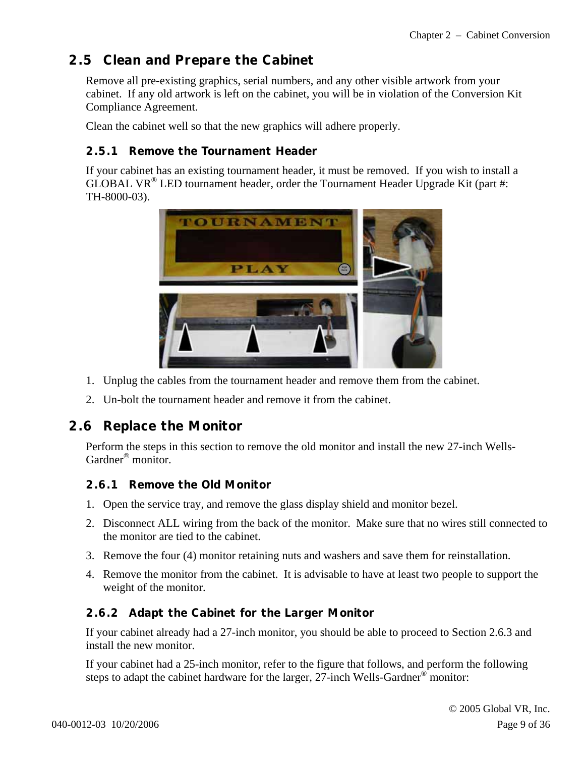## 2.5 Clean and Prepare the Cabinet

Remove all pre-existing graphics, serial numbers, and any other visible artwork from your cabinet. If any old artwork is left on the cabinet, you will be in violation of the Conversion Kit Compliance Agreement.

Clean the cabinet well so that the new graphics will adhere properly.

### 2.5.1 Remove the Tournament Header

If your cabinet has an existing tournament header, it must be removed. If you wish to install a GLOBAL VR® LED tournament header, order the Tournament Header Upgrade Kit (part #: TH-8000-03).

1. Unplug the cables from the tournament header and remove them from the cabinet.
2. Un-bolt the tournament header and remove it from the cabinet.

## 2.6 Replace the Monitor

Perform the steps in this section to remove the old monitor and install the new 27-inch Wells-Gardner® monitor.

### 2.6.1 Remove the Old Monitor

1. Open the service tray, and remove the glass display shield and monitor bezel.
2. Disconnect ALL wiring from the back of the monitor. Make sure that no wires still connected to the monitor are tied to the cabinet.
3. Remove the four (4) monitor retaining nuts and washers and save them for reinstallation.
4. Remove the monitor from the cabinet. It is advisable to have at least two people to support the weight of the monitor.

### 2.6.2 Adapt the Cabinet for the Larger Monitor

If your cabinet already had a 27-inch monitor, you should be able to proceed to Section 2.6.3 and install the new monitor.

If your cabinet had a 25-inch monitor, refer to the figure that follows, and perform the following steps to adapt the cabinet hardware for the larger, 27-inch Wells-Gardner® monitor: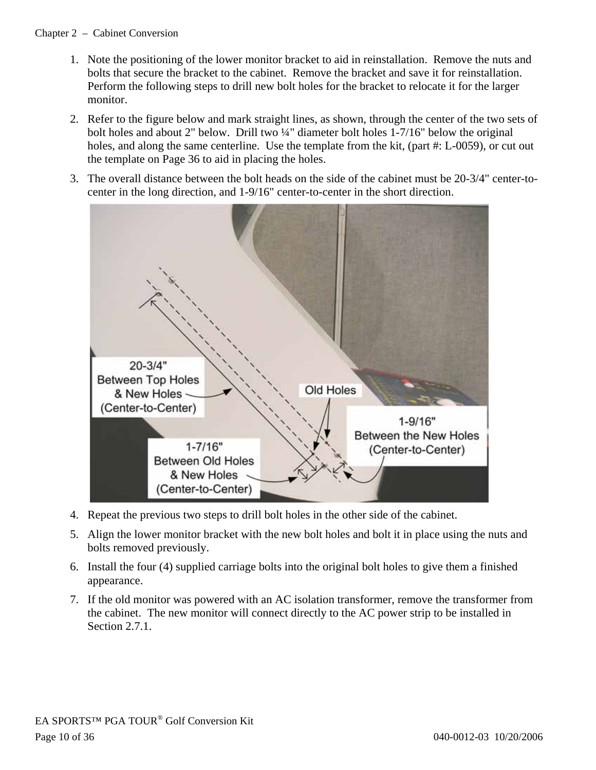1. Note the positioning of the lower monitor bracket to aid in reinstallation. Remove the nuts and bolts that secure the bracket to the cabinet. Remove the bracket and save it for reinstallation. Perform the following steps to drill new bolt holes for the bracket to relocate it for the larger monitor.
2. Refer to the figure below and mark straight lines, as shown, through the center of the two sets of bolt holes and about 2" below. Drill two ¼" diameter bolt holes 1-7/16" below the original holes, and along the same centerline. Use the template from the kit, (part #: L-0059), or cut out the template on Page 36 to aid in placing the holes.
3. The overall distance between the bolt heads on the side of the cabinet must be 20-3/4" center-to-center in the long direction, and 1-9/16" center-to-center in the short direction.
4. Repeat the previous two steps to drill bolt holes in the other side of the cabinet.
5. Align the lower monitor bracket with the new bolt holes and bolt it in place using the nuts and bolts removed previously.
6. Install the four (4) supplied carriage bolts into the original bolt holes to give them a finished appearance.
7. If the old monitor was powered with an AC isolation transformer, remove the transformer from the cabinet. The new monitor will connect directly to the AC power strip to be installed in Section 2.7.1.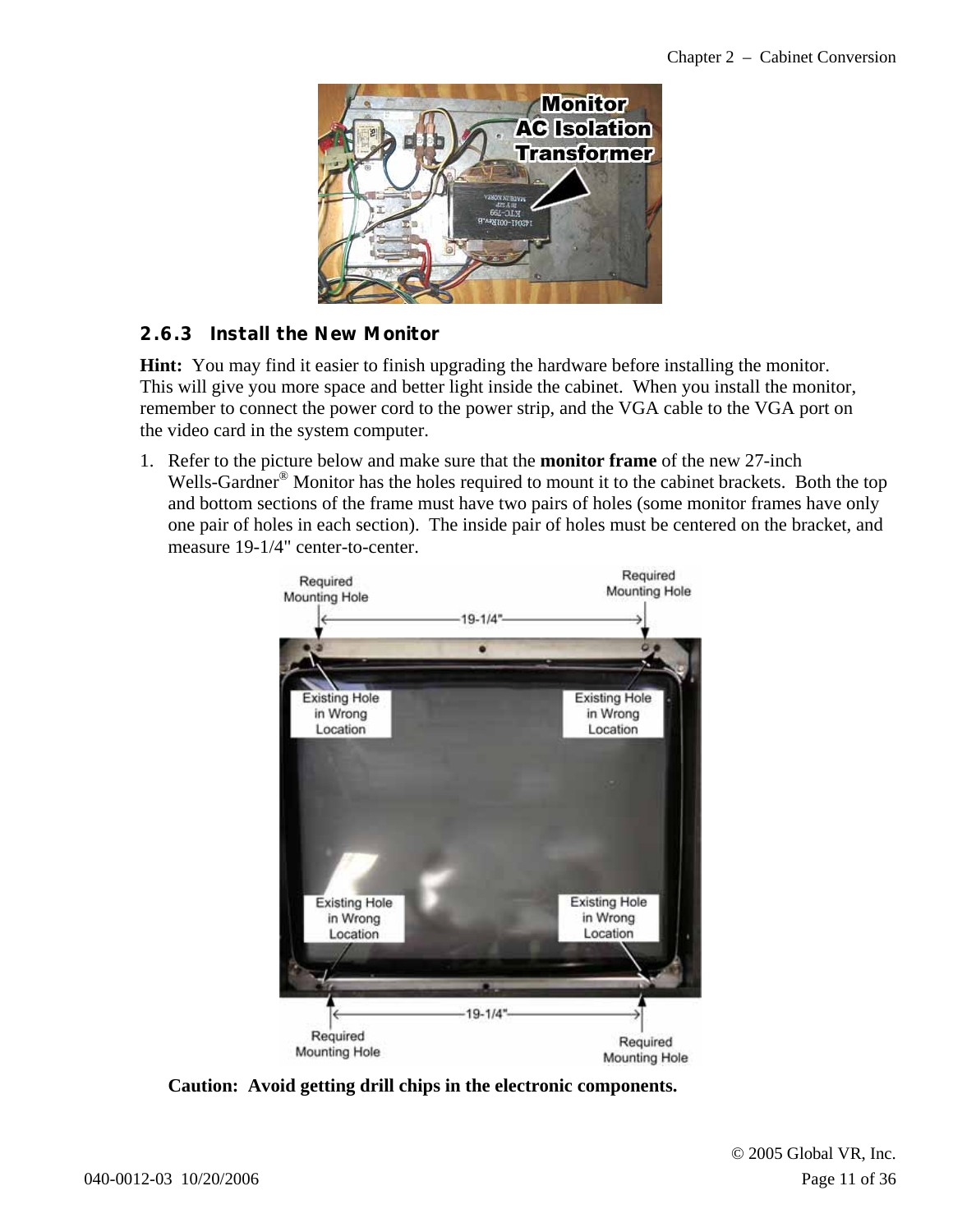### 2.6.3 Install the New Monitor

**Hint:** You may find it easier to finish upgrading the hardware before installing the monitor. This will give you more space and better light inside the cabinet. When you install the monitor, remember to connect the power cord to the power strip, and the VGA cable to the VGA port on the video card in the system computer.

1. Refer to the picture below and make sure that the **monitor frame** of the new 27-inch Wells-Gardner® Monitor has the holes required to mount it to the cabinet brackets. Both the top and bottom sections of the frame must have two pairs of holes (some monitor frames have only one pair of holes in each section). The inside pair of holes must be centered on the bracket, and measure 19-1/4" center-to-center.

**Caution: Avoid getting drill chips in the electronic components.**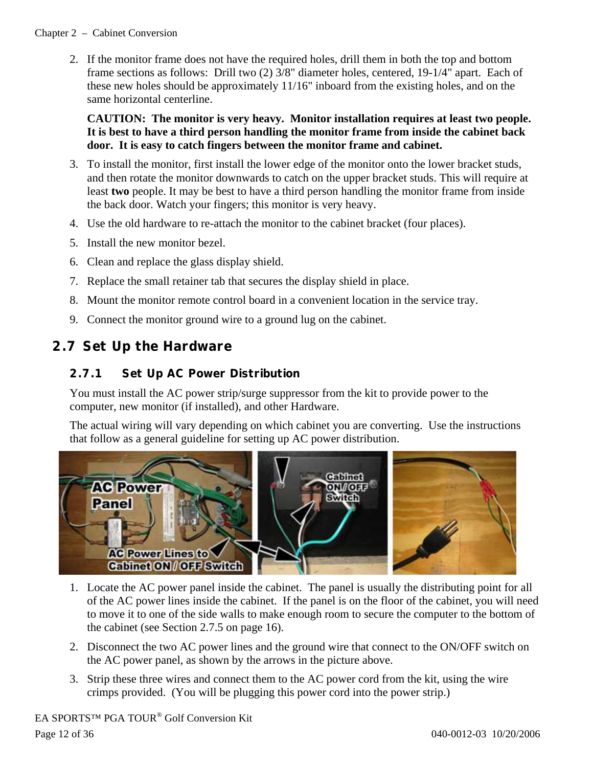2. If the monitor frame does not have the required holes, drill them in both the top and bottom frame sections as follows: Drill two (2) 3/8" diameter holes, centered, 19-1/4" apart. Each of these new holes should be approximately 11/16" inboard from the existing holes, and on the same horizontal centerline.

   **CAUTION: The monitor is very heavy. Monitor installation requires at least two people. It is best to have a third person handling the monitor frame from inside the cabinet back door. It is easy to catch fingers between the monitor frame and cabinet.**

3. To install the monitor, first install the lower edge of the monitor onto the lower bracket studs, and then rotate the monitor downwards to catch on the upper bracket studs. This will require at least **two** people. It may be best to have a third person handling the monitor frame from inside the back door. Watch your fingers; this monitor is very heavy.
4. Use the old hardware to re-attach the monitor to the cabinet bracket (four places).
5. Install the new monitor bezel.
6. Clean and replace the glass display shield.
7. Replace the small retainer tab that secures the display shield in place.
8. Mount the monitor remote control board in a convenient location in the service tray.
9. Connect the monitor ground wire to a ground lug on the cabinet.

## 2.7 Set Up the Hardware

### 2.7.1 Set Up AC Power Distribution

You must install the AC power strip/surge suppressor from the kit to provide power to the computer, new monitor (if installed), and other Hardware.

The actual wiring will vary depending on which cabinet you are converting. Use the instructions that follow as a general guideline for setting up AC power distribution.

1. Locate the AC power panel inside the cabinet. The panel is usually the distributing point for all of the AC power lines inside the cabinet. If the panel is on the floor of the cabinet, you will need to move it to one of the side walls to make enough room to secure the computer to the bottom of the cabinet (see Section 2.7.5 on page 16).
2. Disconnect the two AC power lines and the ground wire that connect to the ON/OFF switch on the AC power panel, as shown by the arrows in the picture above.
3. Strip these three wires and connect them to the AC power cord from the kit, using the wire crimps provided. (You will be plugging this power cord into the power strip.)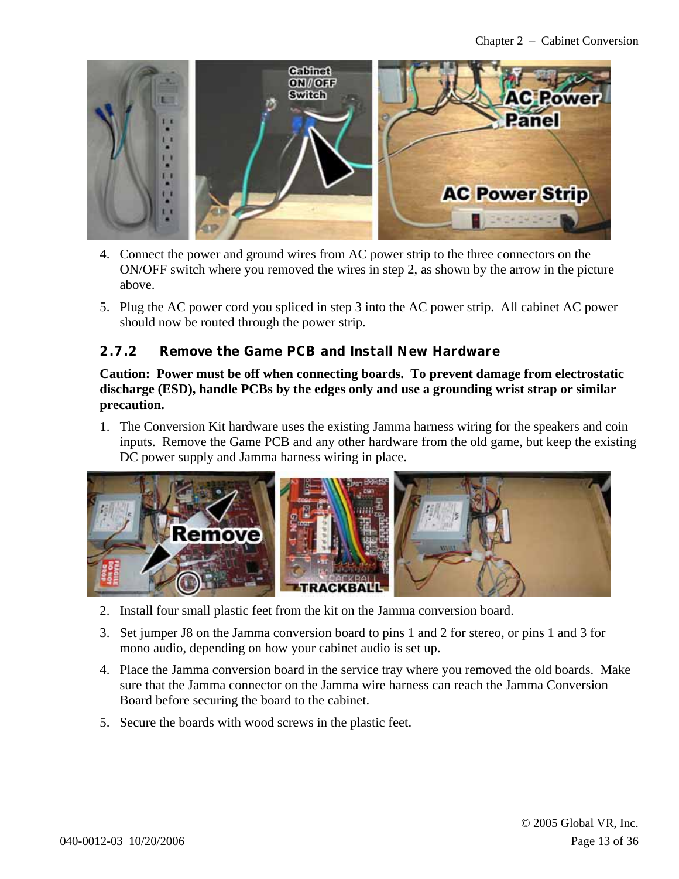4. Connect the power and ground wires from AC power strip to the three connectors on the ON/OFF switch where you removed the wires in step 2, as shown by the arrow in the picture above.
5. Plug the AC power cord you spliced in step 3 into the AC power strip. All cabinet AC power should now be routed through the power strip.

### 2.7.2 Remove the Game PCB and Install New Hardware

**Caution: Power must be off when connecting boards. To prevent damage from electrostatic discharge (ESD), handle PCBs by the edges only and use a grounding wrist strap or similar precaution.**

1. The Conversion Kit hardware uses the existing Jamma harness wiring for the speakers and coin inputs. Remove the Game PCB and any other hardware from the old game, but keep the existing DC power supply and Jamma harness wiring in place.
2. Install four small plastic feet from the kit on the Jamma conversion board.
3. Set jumper J8 on the Jamma conversion board to pins 1 and 2 for stereo, or pins 1 and 3 for mono audio, depending on how your cabinet audio is set up.
4. Place the Jamma conversion board in the service tray where you removed the old boards. Make sure that the Jamma connector on the Jamma wire harness can reach the Jamma Conversion Board before securing the board to the cabinet.
5. Secure the boards with wood screws in the plastic feet.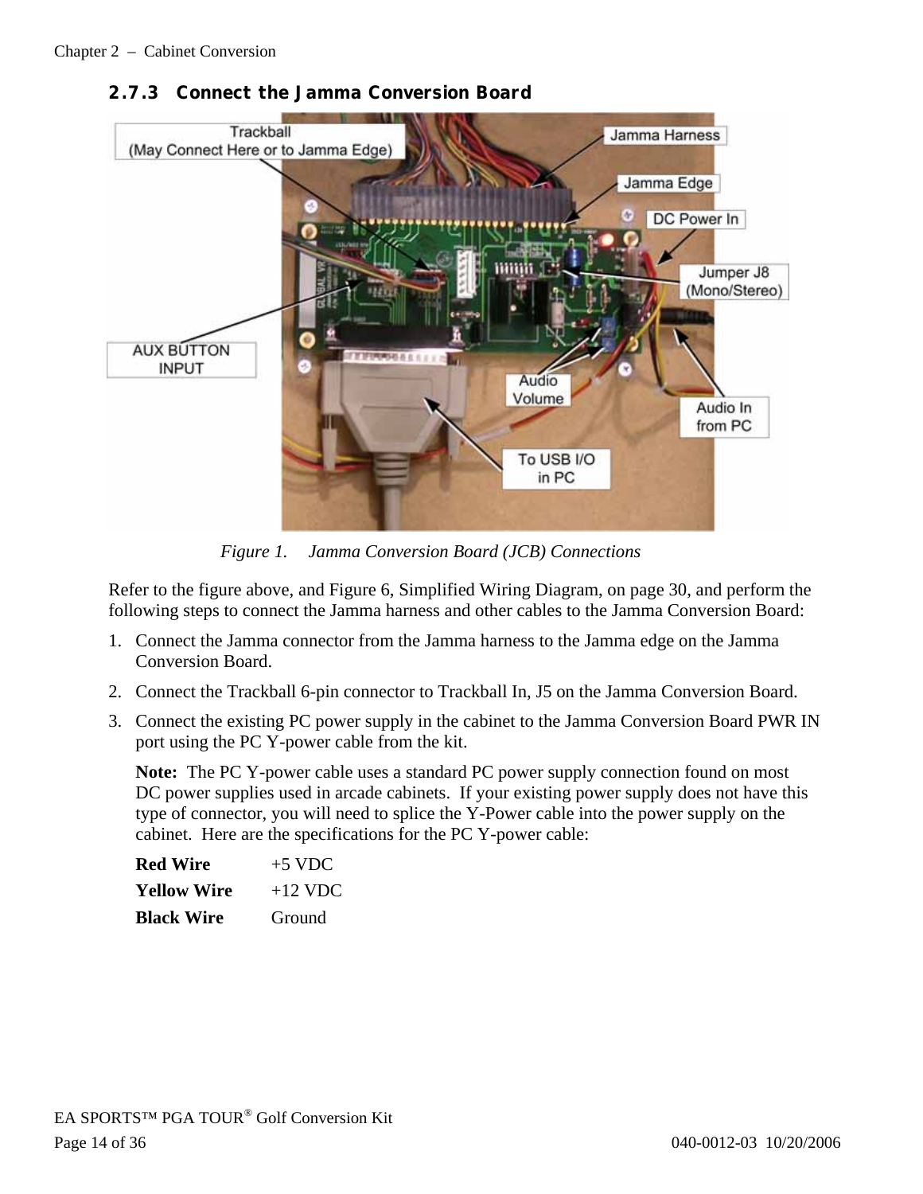### 2.7.3 Connect the Jamma Conversion Board

*Figure 1. Jamma Conversion Board (JCB) Connections*

Refer to the figure above, and Figure 6, Simplified Wiring Diagram, on page 30, and perform the following steps to connect the Jamma harness and other cables to the Jamma Conversion Board:

1. Connect the Jamma connector from the Jamma harness to the Jamma edge on the Jamma Conversion Board.
2. Connect the Trackball 6-pin connector to Trackball In, J5 on the Jamma Conversion Board.
3. Connect the existing PC power supply in the cabinet to the Jamma Conversion Board PWR IN port using the PC Y-power cable from the kit.

   **Note:** The PC Y-power cable uses a standard PC power supply connection found on most DC power supplies used in arcade cabinets. If your existing power supply does not have this type of connector, you will need to splice the Y-Power cable into the power supply on the cabinet. Here are the specifications for the PC Y-power cable:

   | | |
   |---|---|
   | **Red Wire** | +5 VDC |
   | **Yellow Wire** | +12 VDC |
   | **Black Wire** | Ground |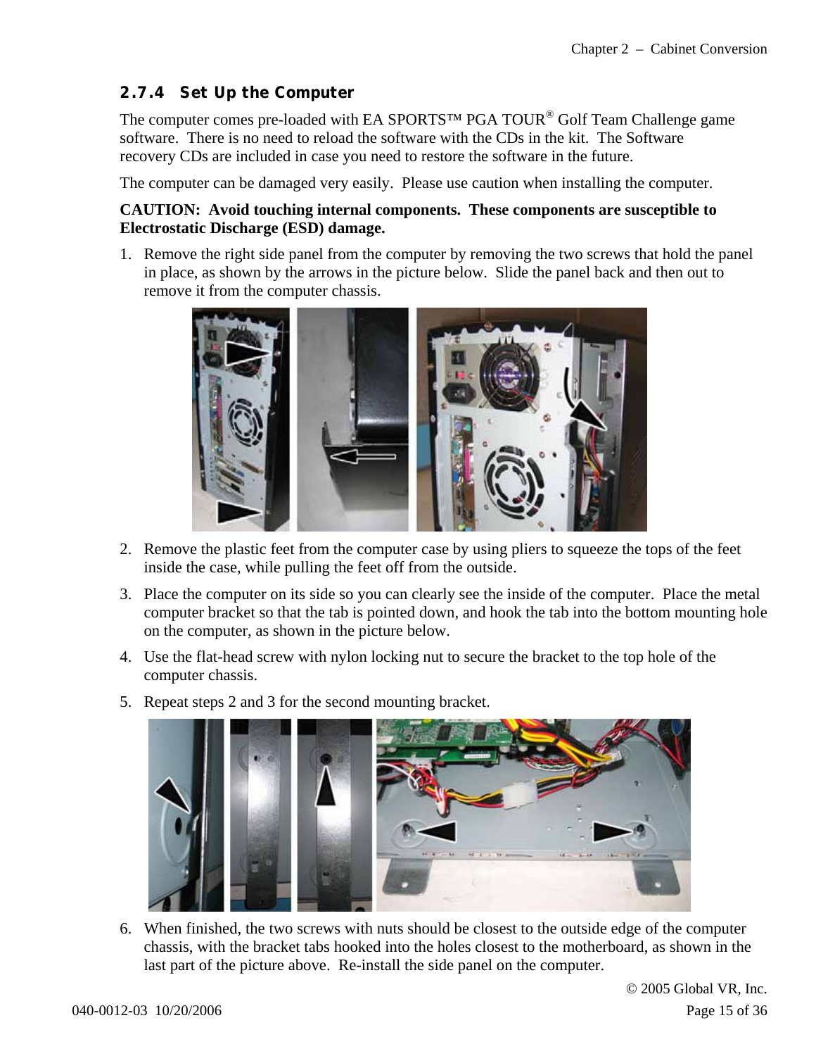### 2.7.4 Set Up the Computer

The computer comes pre-loaded with EA SPORTS™ PGA TOUR® Golf Team Challenge game software. There is no need to reload the software with the CDs in the kit. The Software recovery CDs are included in case you need to restore the software in the future.

The computer can be damaged very easily. Please use caution when installing the computer.

**CAUTION: Avoid touching internal components. These components are susceptible to Electrostatic Discharge (ESD) damage.**

1. Remove the right side panel from the computer by removing the two screws that hold the panel in place, as shown by the arrows in the picture below. Slide the panel back and then out to remove it from the computer chassis.
2. Remove the plastic feet from the computer case by using pliers to squeeze the tops of the feet inside the case, while pulling the feet off from the outside.
3. Place the computer on its side so you can clearly see the inside of the computer. Place the metal computer bracket so that the tab is pointed down, and hook the tab into the bottom mounting hole on the computer, as shown in the picture below.
4. Use the flat-head screw with nylon locking nut to secure the bracket to the top hole of the computer chassis.
5. Repeat steps 2 and 3 for the second mounting bracket.
6. When finished, the two screws with nuts should be closest to the outside edge of the computer chassis, with the bracket tabs hooked into the holes closest to the motherboard, as shown in the last part of the picture above. Re-install the side panel on the computer.

© 2005 Global VR, Inc.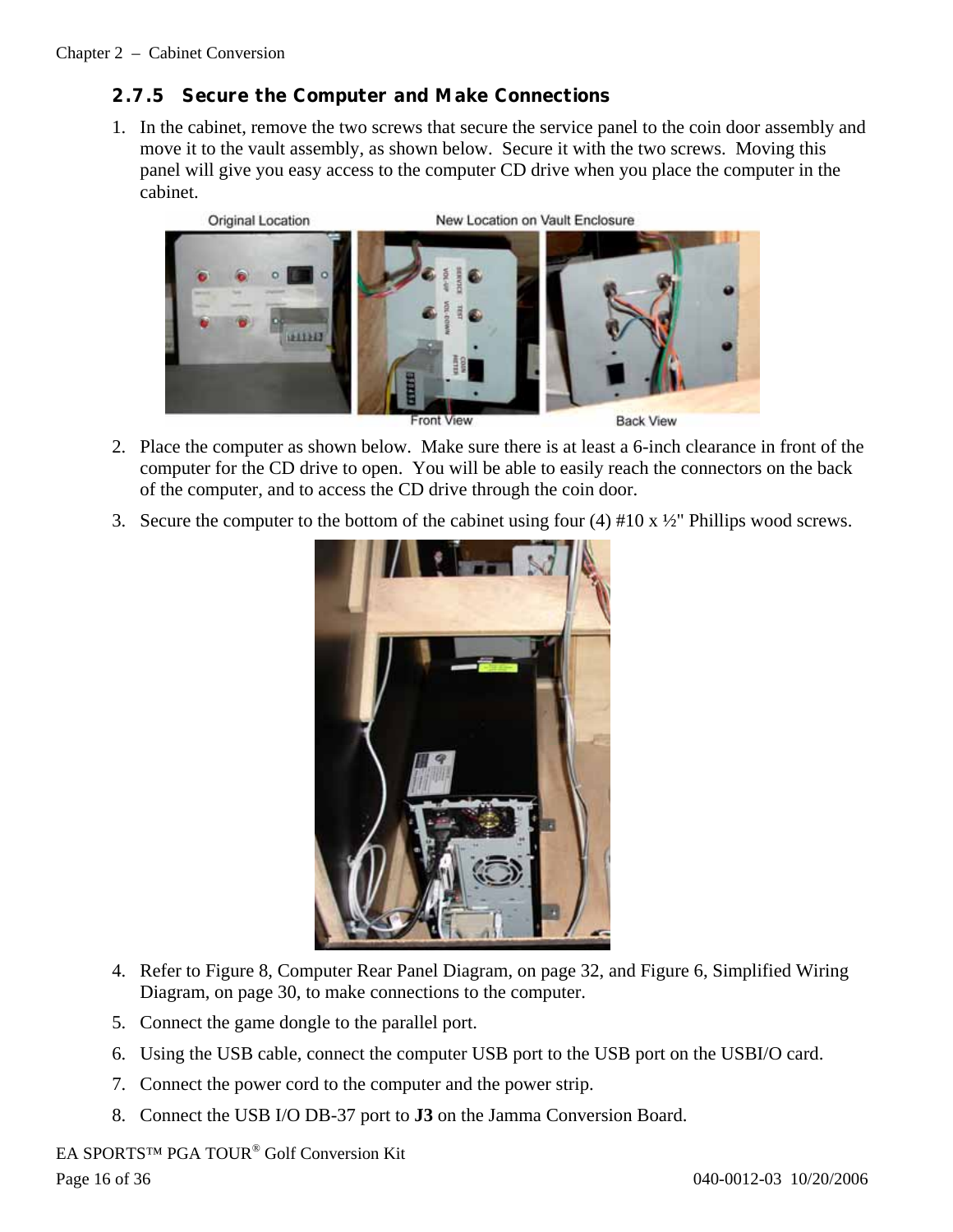### 2.7.5 Secure the Computer and Make Connections

1. In the cabinet, remove the two screws that secure the service panel to the coin door assembly and move it to the vault assembly, as shown below. Secure it with the two screws. Moving this panel will give you easy access to the computer CD drive when you place the computer in the cabinet.

2. Place the computer as shown below. Make sure there is at least a 6-inch clearance in front of the computer for the CD drive to open. You will be able to easily reach the connectors on the back of the computer, and to access the CD drive through the coin door.
3. Secure the computer to the bottom of the cabinet using four (4) #10 x ½" Phillips wood screws.

4. Refer to Figure 8, Computer Rear Panel Diagram, on page 32, and Figure 6, Simplified Wiring Diagram, on page 30, to make connections to the computer.
5. Connect the game dongle to the parallel port.
6. Using the USB cable, connect the computer USB port to the USB port on the USBI/O card.
7. Connect the power cord to the computer and the power strip.
8. Connect the USB I/O DB-37 port to **J3** on the Jamma Conversion Board.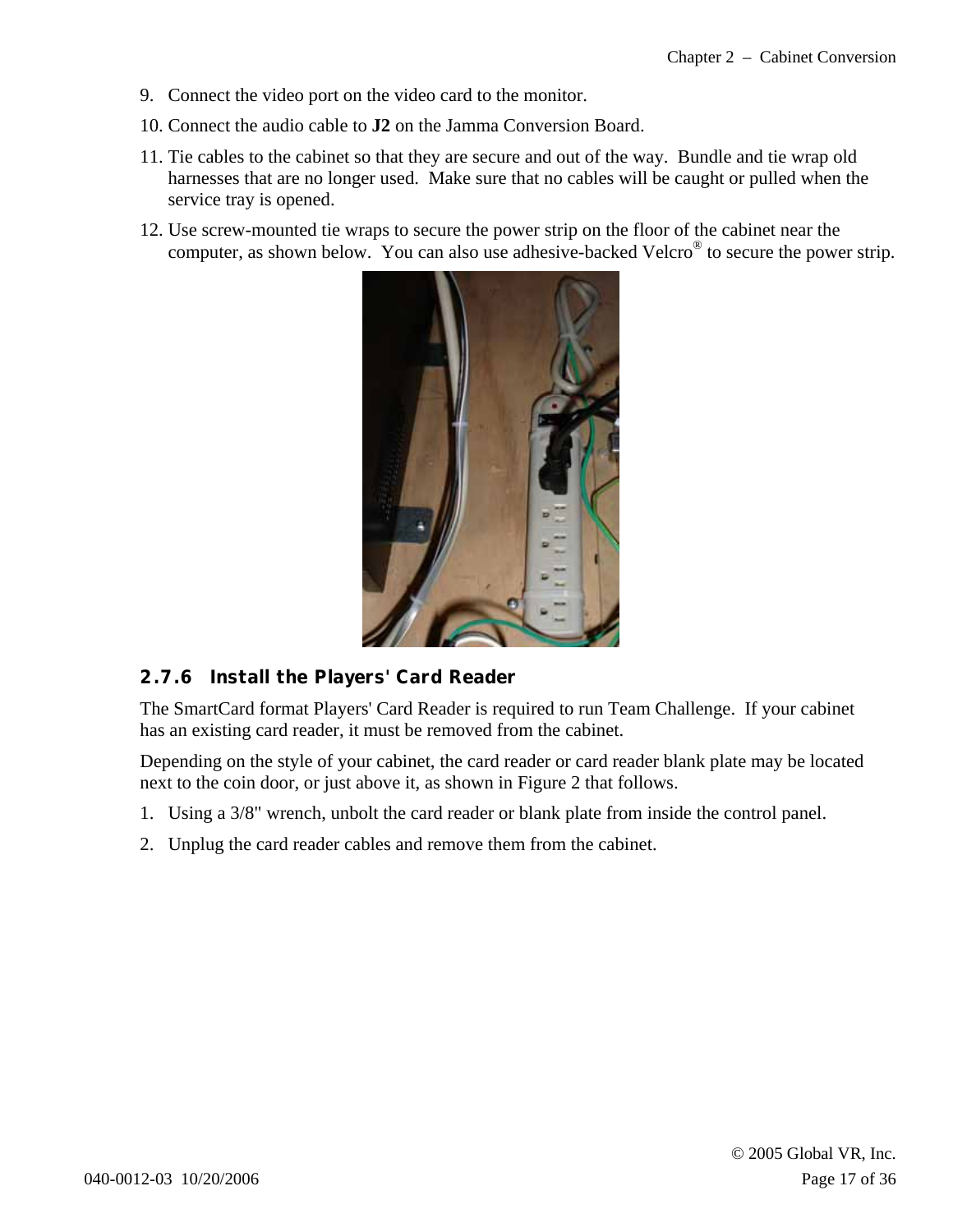9. Connect the video port on the video card to the monitor.
10. Connect the audio cable to **J2** on the Jamma Conversion Board.
11. Tie cables to the cabinet so that they are secure and out of the way. Bundle and tie wrap old harnesses that are no longer used. Make sure that no cables will be caught or pulled when the service tray is opened.
12. Use screw-mounted tie wraps to secure the power strip on the floor of the cabinet near the computer, as shown below. You can also use adhesive-backed Velcro® to secure the power strip.

### 2.7.6 Install the Players' Card Reader

The SmartCard format Players' Card Reader is required to run Team Challenge. If your cabinet has an existing card reader, it must be removed from the cabinet.

Depending on the style of your cabinet, the card reader or card reader blank plate may be located next to the coin door, or just above it, as shown in Figure 2 that follows.

1. Using a 3/8" wrench, unbolt the card reader or blank plate from inside the control panel.
2. Unplug the card reader cables and remove them from the cabinet.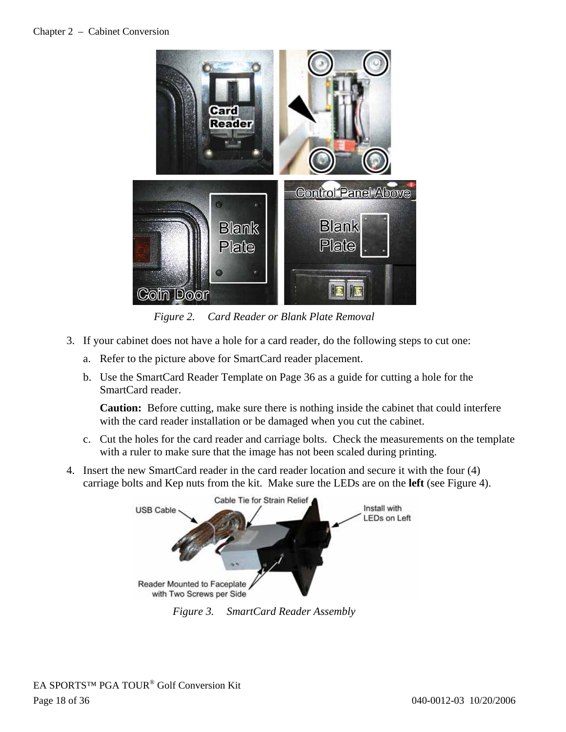Figure 2. Card Reader or Blank Plate Removal

3. If your cabinet does not have a hole for a card reader, do the following steps to cut one:
   a. Refer to the picture above for SmartCard reader placement.
   b. Use the SmartCard Reader Template on Page 36 as a guide for cutting a hole for the SmartCard reader.

      **Caution:** Before cutting, make sure there is nothing inside the cabinet that could interfere with the card reader installation or be damaged when you cut the cabinet.
   c. Cut the holes for the card reader and carriage bolts. Check the measurements on the template with a ruler to make sure that the image has not been scaled during printing.
4. Insert the new SmartCard reader in the card reader location and secure it with the four (4) carriage bolts and Kep nuts from the kit. Make sure the LEDs are on the **left** (see Figure 4).

Figure 3. SmartCard Reader Assembly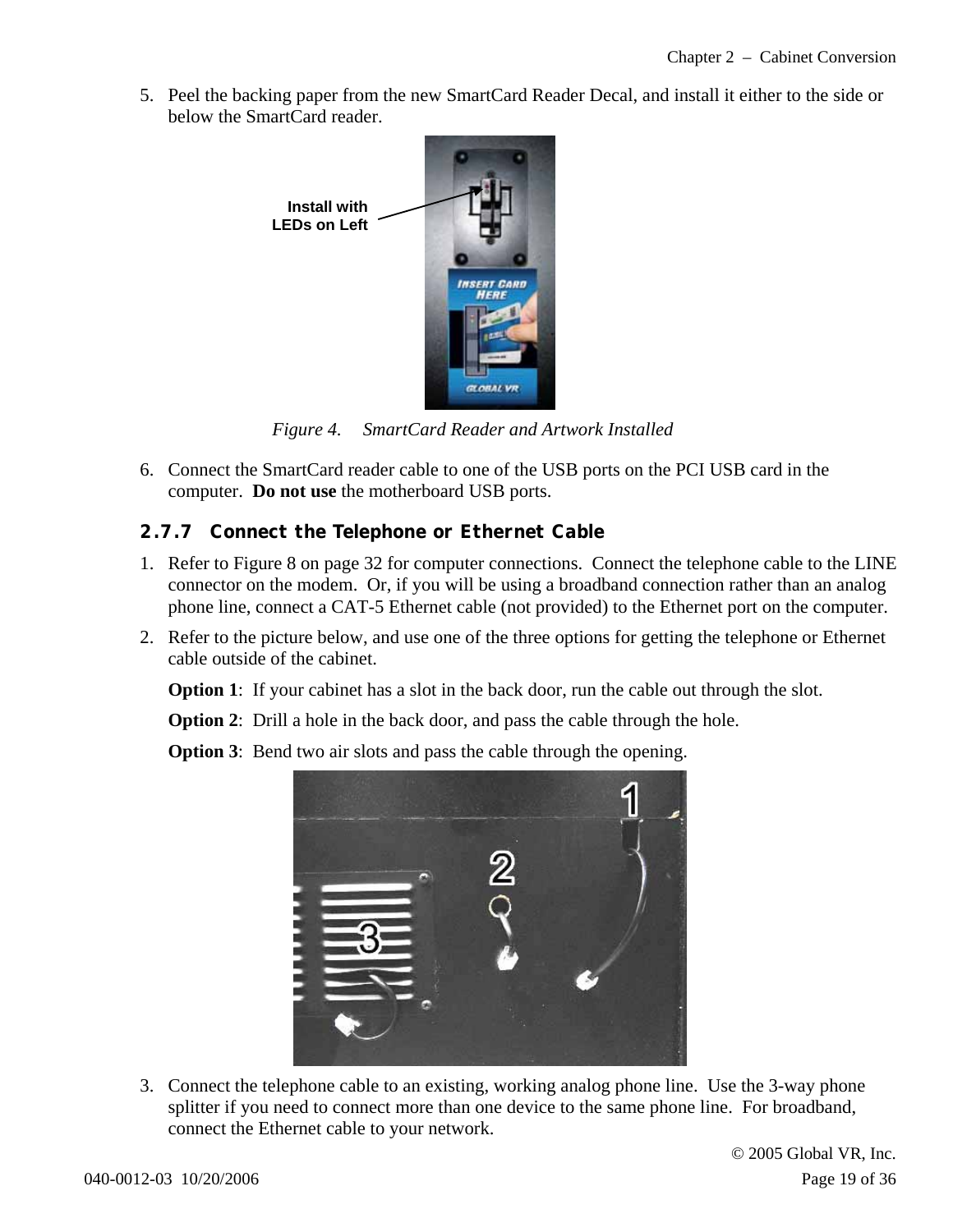5. Peel the backing paper from the new SmartCard Reader Decal, and install it either to the side or below the SmartCard reader.

Install with LEDs on Left

*Figure 4. SmartCard Reader and Artwork Installed*

6. Connect the SmartCard reader cable to one of the USB ports on the PCI USB card in the computer. **Do not use** the motherboard USB ports.

### 2.7.7 Connect the Telephone or Ethernet Cable

1. Refer to Figure 8 on page 32 for computer connections. Connect the telephone cable to the LINE connector on the modem. Or, if you will be using a broadband connection rather than an analog phone line, connect a CAT-5 Ethernet cable (not provided) to the Ethernet port on the computer.
2. Refer to the picture below, and use one of the three options for getting the telephone or Ethernet cable outside of the cabinet.

   **Option 1**: If your cabinet has a slot in the back door, run the cable out through the slot.

   **Option 2**: Drill a hole in the back door, and pass the cable through the hole.

   **Option 3**: Bend two air slots and pass the cable through the opening.

3. Connect the telephone cable to an existing, working analog phone line. Use the 3-way phone splitter if you need to connect more than one device to the same phone line. For broadband, connect the Ethernet cable to your network.

© 2005 Global VR, Inc.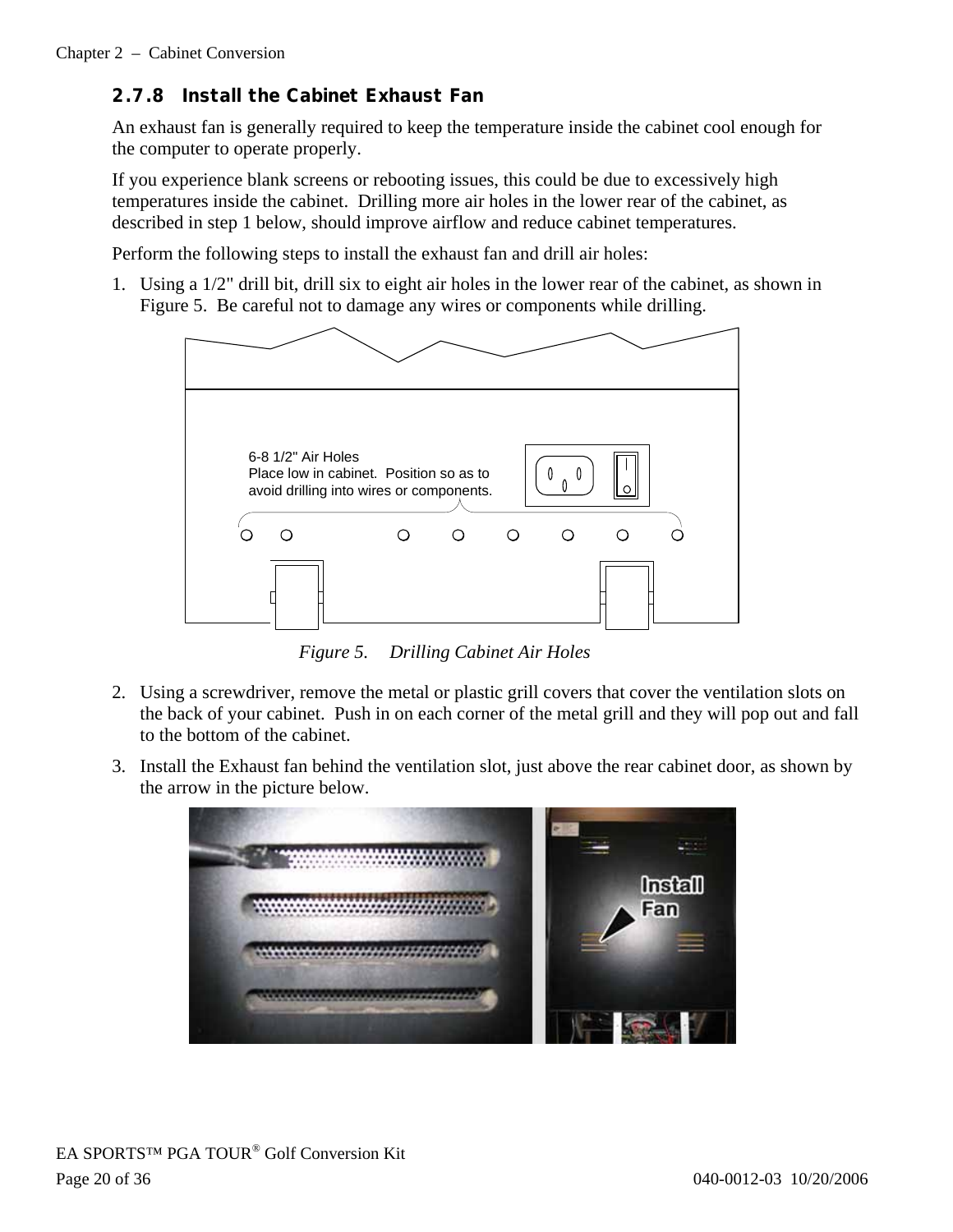### 2.7.8 Install the Cabinet Exhaust Fan

An exhaust fan is generally required to keep the temperature inside the cabinet cool enough for the computer to operate properly.

If you experience blank screens or rebooting issues, this could be due to excessively high temperatures inside the cabinet. Drilling more air holes in the lower rear of the cabinet, as described in step 1 below, should improve airflow and reduce cabinet temperatures.

Perform the following steps to install the exhaust fan and drill air holes:

1. Using a 1/2" drill bit, drill six to eight air holes in the lower rear of the cabinet, as shown in Figure 5. Be careful not to damage any wires or components while drilling.

6-8 1/2" Air Holes
Place low in cabinet. Position so as to avoid drilling into wires or components.

*Figure 5. Drilling Cabinet Air Holes*

2. Using a screwdriver, remove the metal or plastic grill covers that cover the ventilation slots on the back of your cabinet. Push in on each corner of the metal grill and they will pop out and fall to the bottom of the cabinet.
3. Install the Exhaust fan behind the ventilation slot, just above the rear cabinet door, as shown by the arrow in the picture below.

Install Fan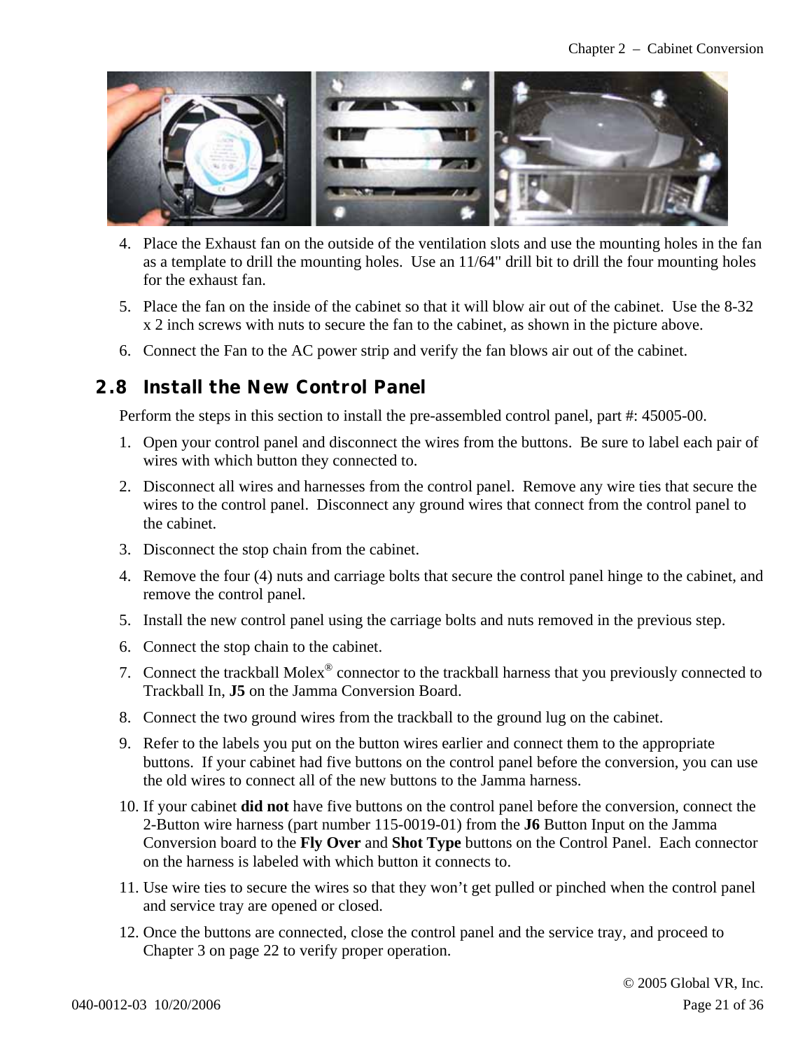4. Place the Exhaust fan on the outside of the ventilation slots and use the mounting holes in the fan as a template to drill the mounting holes. Use an 11/64" drill bit to drill the four mounting holes for the exhaust fan.
5. Place the fan on the inside of the cabinet so that it will blow air out of the cabinet. Use the 8-32 x 2 inch screws with nuts to secure the fan to the cabinet, as shown in the picture above.
6. Connect the Fan to the AC power strip and verify the fan blows air out of the cabinet.

## 2.8 Install the New Control Panel

Perform the steps in this section to install the pre-assembled control panel, part #: 45005-00.

1. Open your control panel and disconnect the wires from the buttons. Be sure to label each pair of wires with which button they connected to.
2. Disconnect all wires and harnesses from the control panel. Remove any wire ties that secure the wires to the control panel. Disconnect any ground wires that connect from the control panel to the cabinet.
3. Disconnect the stop chain from the cabinet.
4. Remove the four (4) nuts and carriage bolts that secure the control panel hinge to the cabinet, and remove the control panel.
5. Install the new control panel using the carriage bolts and nuts removed in the previous step.
6. Connect the stop chain to the cabinet.
7. Connect the trackball Molex® connector to the trackball harness that you previously connected to Trackball In, **J5** on the Jamma Conversion Board.
8. Connect the two ground wires from the trackball to the ground lug on the cabinet.
9. Refer to the labels you put on the button wires earlier and connect them to the appropriate buttons. If your cabinet had five buttons on the control panel before the conversion, you can use the old wires to connect all of the new buttons to the Jamma harness.
10. If your cabinet **did not** have five buttons on the control panel before the conversion, connect the 2-Button wire harness (part number 115-0019-01) from the **J6** Button Input on the Jamma Conversion board to the **Fly Over** and **Shot Type** buttons on the Control Panel. Each connector on the harness is labeled with which button it connects to.
11. Use wire ties to secure the wires so that they won't get pulled or pinched when the control panel and service tray are opened or closed.
12. Once the buttons are connected, close the control panel and the service tray, and proceed to Chapter 3 on page 22 to verify proper operation.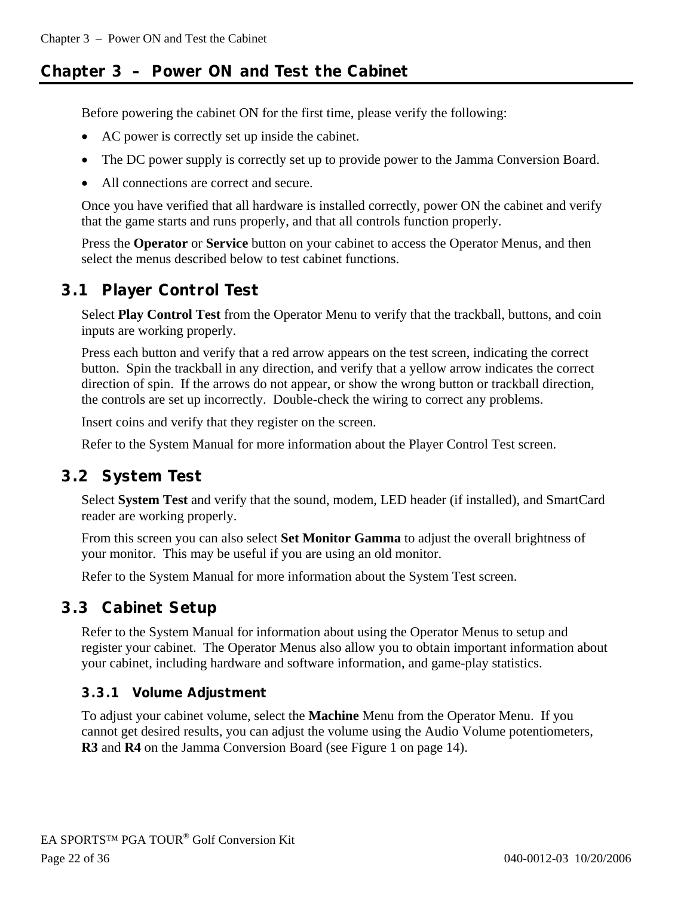# Chapter 3 – Power ON and Test the Cabinet

Before powering the cabinet ON for the first time, please verify the following:

- AC power is correctly set up inside the cabinet.
- The DC power supply is correctly set up to provide power to the Jamma Conversion Board.
- All connections are correct and secure.

Once you have verified that all hardware is installed correctly, power ON the cabinet and verify that the game starts and runs properly, and that all controls function properly.

Press the **Operator** or **Service** button on your cabinet to access the Operator Menus, and then select the menus described below to test cabinet functions.

## 3.1 Player Control Test

Select **Play Control Test** from the Operator Menu to verify that the trackball, buttons, and coin inputs are working properly.

Press each button and verify that a red arrow appears on the test screen, indicating the correct button. Spin the trackball in any direction, and verify that a yellow arrow indicates the correct direction of spin. If the arrows do not appear, or show the wrong button or trackball direction, the controls are set up incorrectly. Double-check the wiring to correct any problems.

Insert coins and verify that they register on the screen.

Refer to the System Manual for more information about the Player Control Test screen.

## 3.2 System Test

Select **System Test** and verify that the sound, modem, LED header (if installed), and SmartCard reader are working properly.

From this screen you can also select **Set Monitor Gamma** to adjust the overall brightness of your monitor. This may be useful if you are using an old monitor.

Refer to the System Manual for more information about the System Test screen.

## 3.3 Cabinet Setup

Refer to the System Manual for information about using the Operator Menus to setup and register your cabinet. The Operator Menus also allow you to obtain important information about your cabinet, including hardware and software information, and game-play statistics.

### 3.3.1 Volume Adjustment

To adjust your cabinet volume, select the **Machine** Menu from the Operator Menu. If you cannot get desired results, you can adjust the volume using the Audio Volume potentiometers, **R3** and **R4** on the Jamma Conversion Board (see Figure 1 on page 14).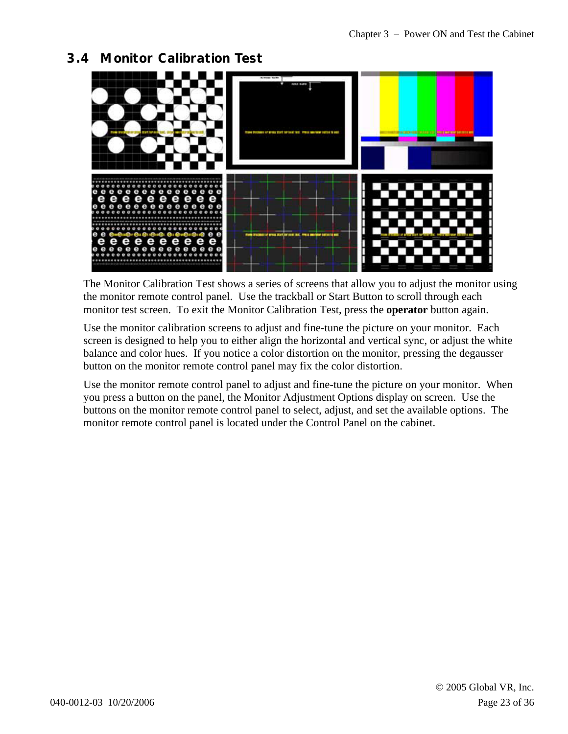## 3.4 Monitor Calibration Test

The Monitor Calibration Test shows a series of screens that allow you to adjust the monitor using the monitor remote control panel. Use the trackball or Start Button to scroll through each monitor test screen. To exit the Monitor Calibration Test, press the **operator** button again.

Use the monitor calibration screens to adjust and fine-tune the picture on your monitor. Each screen is designed to help you to either align the horizontal and vertical sync, or adjust the white balance and color hues. If you notice a color distortion on the monitor, pressing the degausser button on the monitor remote control panel may fix the color distortion.

Use the monitor remote control panel to adjust and fine-tune the picture on your monitor. When you press a button on the panel, the Monitor Adjustment Options display on screen. Use the buttons on the monitor remote control panel to select, adjust, and set the available options. The monitor remote control panel is located under the Control Panel on the cabinet.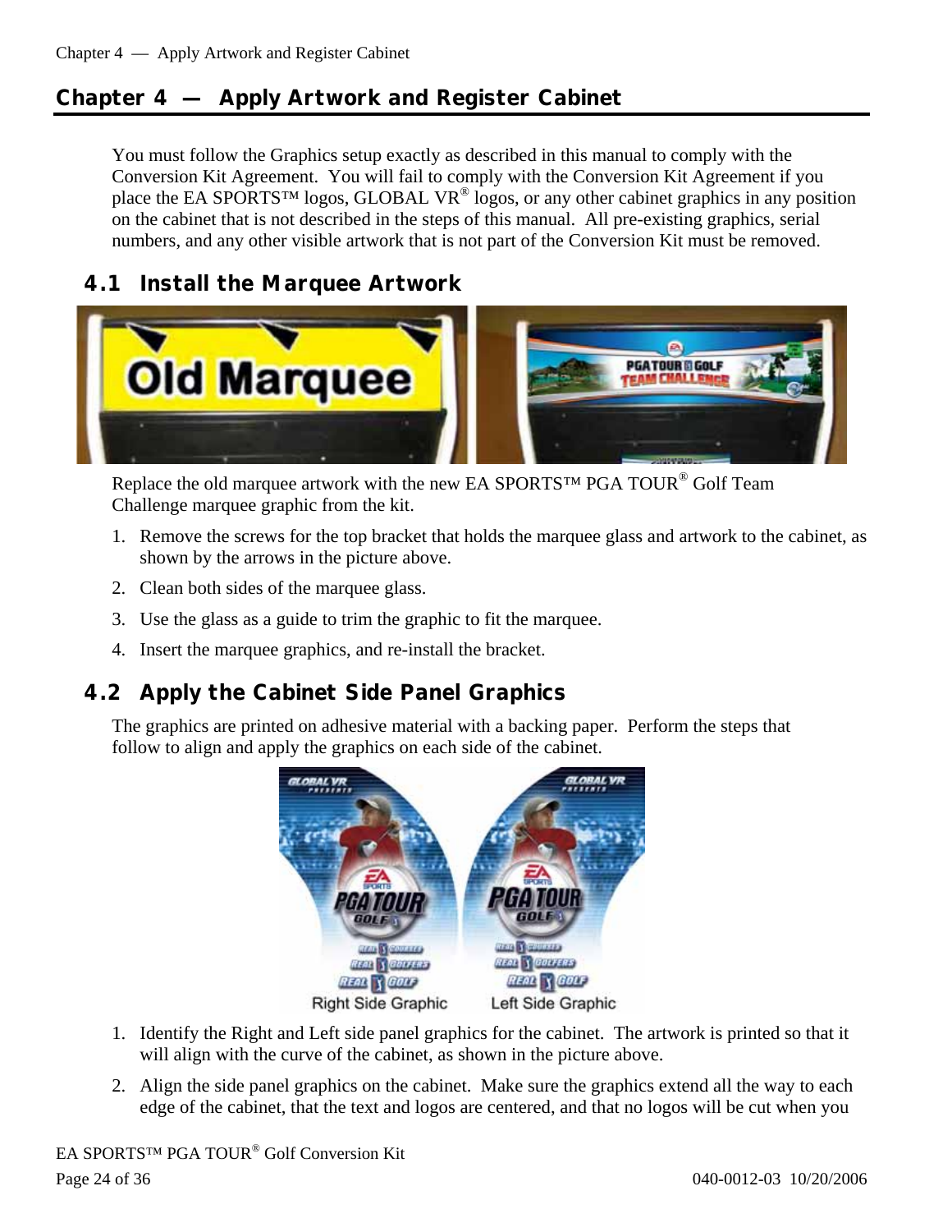## Chapter 4 — Apply Artwork and Register Cabinet

You must follow the Graphics setup exactly as described in this manual to comply with the Conversion Kit Agreement. You will fail to comply with the Conversion Kit Agreement if you place the EA SPORTS™ logos, GLOBAL VR® logos, or any other cabinet graphics in any position on the cabinet that is not described in the steps of this manual. All pre-existing graphics, serial numbers, and any other visible artwork that is not part of the Conversion Kit must be removed.

### 4.1 Install the Marquee Artwork

Replace the old marquee artwork with the new EA SPORTS™ PGA TOUR® Golf Team Challenge marquee graphic from the kit.

1. Remove the screws for the top bracket that holds the marquee glass and artwork to the cabinet, as shown by the arrows in the picture above.
2. Clean both sides of the marquee glass.
3. Use the glass as a guide to trim the graphic to fit the marquee.
4. Insert the marquee graphics, and re-install the bracket.

### 4.2 Apply the Cabinet Side Panel Graphics

The graphics are printed on adhesive material with a backing paper. Perform the steps that follow to align and apply the graphics on each side of the cabinet.

Right Side Graphic Left Side Graphic

1. Identify the Right and Left side panel graphics for the cabinet. The artwork is printed so that it will align with the curve of the cabinet, as shown in the picture above.
2. Align the side panel graphics on the cabinet. Make sure the graphics extend all the way to each edge of the cabinet, that the text and logos are centered, and that no logos will be cut when you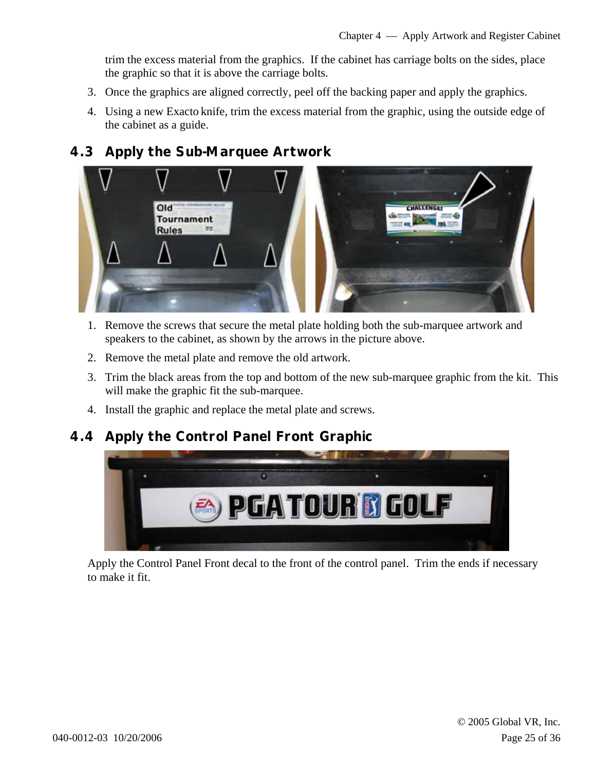trim the excess material from the graphics. If the cabinet has carriage bolts on the sides, place the graphic so that it is above the carriage bolts.

3. Once the graphics are aligned correctly, peel off the backing paper and apply the graphics.
4. Using a new Exacto knife, trim the excess material from the graphic, using the outside edge of the cabinet as a guide.

## 4.3 Apply the Sub-Marquee Artwork

1. Remove the screws that secure the metal plate holding both the sub-marquee artwork and speakers to the cabinet, as shown by the arrows in the picture above.
2. Remove the metal plate and remove the old artwork.
3. Trim the black areas from the top and bottom of the new sub-marquee graphic from the kit. This will make the graphic fit the sub-marquee.
4. Install the graphic and replace the metal plate and screws.

## 4.4 Apply the Control Panel Front Graphic

Apply the Control Panel Front decal to the front of the control panel. Trim the ends if necessary to make it fit.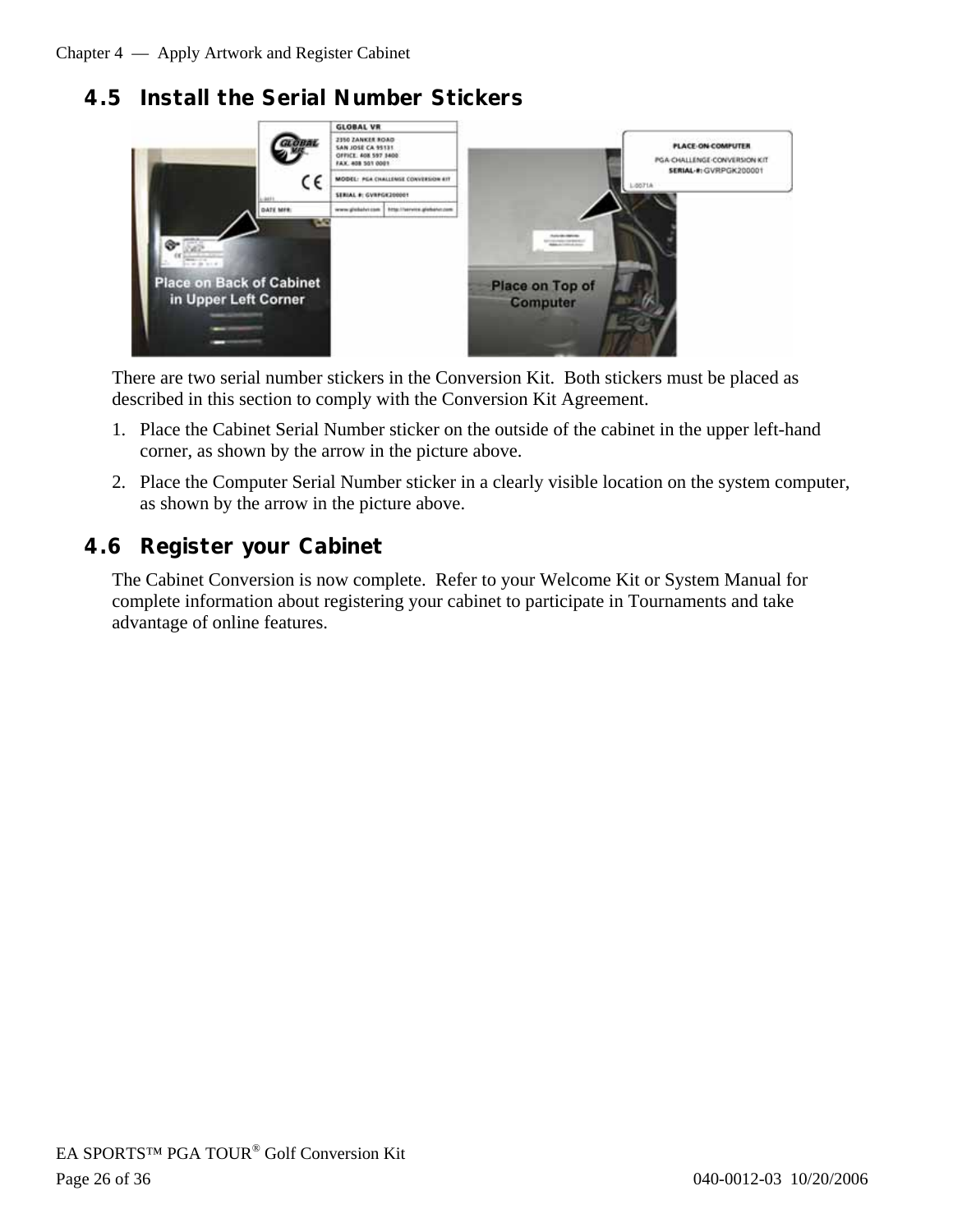## 4.5 Install the Serial Number Stickers

There are two serial number stickers in the Conversion Kit. Both stickers must be placed as described in this section to comply with the Conversion Kit Agreement.

1. Place the Cabinet Serial Number sticker on the outside of the cabinet in the upper left-hand corner, as shown by the arrow in the picture above.
2. Place the Computer Serial Number sticker in a clearly visible location on the system computer, as shown by the arrow in the picture above.

## 4.6 Register your Cabinet

The Cabinet Conversion is now complete. Refer to your Welcome Kit or System Manual for complete information about registering your cabinet to participate in Tournaments and take advantage of online features.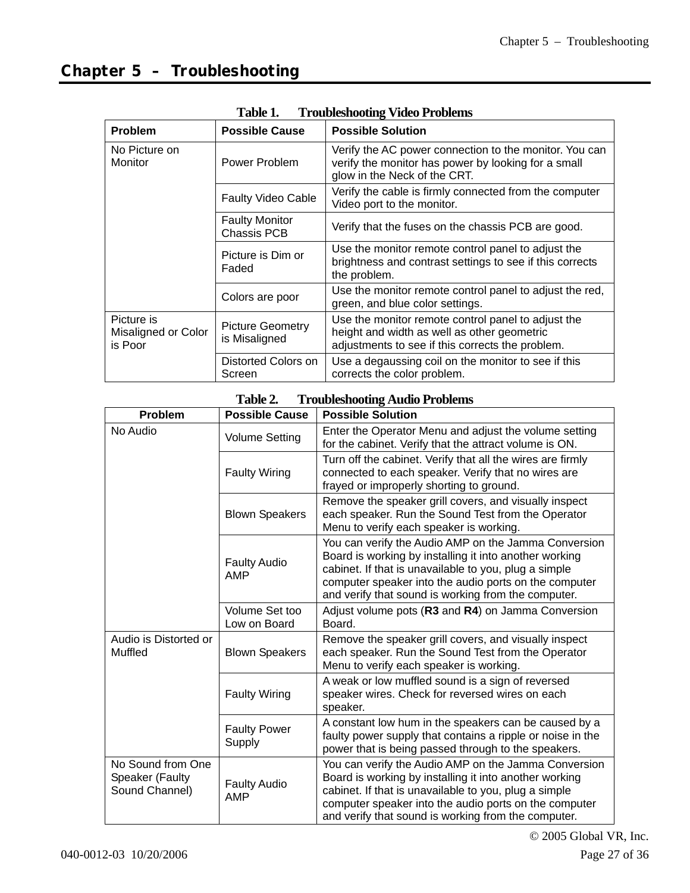# Chapter 5 – Troubleshooting

**Table 1. Troubleshooting Video Problems**

| Problem | Possible Cause | Possible Solution |
|---|---|---|
| No Picture on Monitor | Power Problem | Verify the AC power connection to the monitor. You can verify the monitor has power by looking for a small glow in the Neck of the CRT. |
| | Faulty Video Cable | Verify the cable is firmly connected from the computer Video port to the monitor. |
| | Faulty Monitor Chassis PCB | Verify that the fuses on the chassis PCB are good. |
| | Picture is Dim or Faded | Use the monitor remote control panel to adjust the brightness and contrast settings to see if this corrects the problem. |
| | Colors are poor | Use the monitor remote control panel to adjust the red, green, and blue color settings. |
| Picture is Misaligned or Color is Poor | Picture Geometry is Misaligned | Use the monitor remote control panel to adjust the height and width as well as other geometric adjustments to see if this corrects the problem. |
| | Distorted Colors on Screen | Use a degaussing coil on the monitor to see if this corrects the color problem. |

**Table 2. Troubleshooting Audio Problems**

| Problem | Possible Cause | Possible Solution |
|---|---|---|
| No Audio | Volume Setting | Enter the Operator Menu and adjust the volume setting for the cabinet. Verify that the attract volume is ON. |
| | Faulty Wiring | Turn off the cabinet. Verify that all the wires are firmly connected to each speaker. Verify that no wires are frayed or improperly shorting to ground. |
| | Blown Speakers | Remove the speaker grill covers, and visually inspect each speaker. Run the Sound Test from the Operator Menu to verify each speaker is working. |
| | Faulty Audio AMP | You can verify the Audio AMP on the Jamma Conversion Board is working by installing it into another working cabinet. If that is unavailable to you, plug a simple computer speaker into the audio ports on the computer and verify that sound is working from the computer. |
| | Volume Set too Low on Board | Adjust volume pots (**R3** and **R4**) on Jamma Conversion Board. |
| Audio is Distorted or Muffled | Blown Speakers | Remove the speaker grill covers, and visually inspect each speaker. Run the Sound Test from the Operator Menu to verify each speaker is working. |
| | Faulty Wiring | A weak or low muffled sound is a sign of reversed speaker wires. Check for reversed wires on each speaker. |
| | Faulty Power Supply | A constant low hum in the speakers can be caused by a faulty power supply that contains a ripple or noise in the power that is being passed through to the speakers. |
| No Sound from One Speaker (Faulty Sound Channel) | Faulty Audio AMP | You can verify the Audio AMP on the Jamma Conversion Board is working by installing it into another working cabinet. If that is unavailable to you, plug a simple computer speaker into the audio ports on the computer and verify that sound is working from the computer. |

© 2005 Global VR, Inc.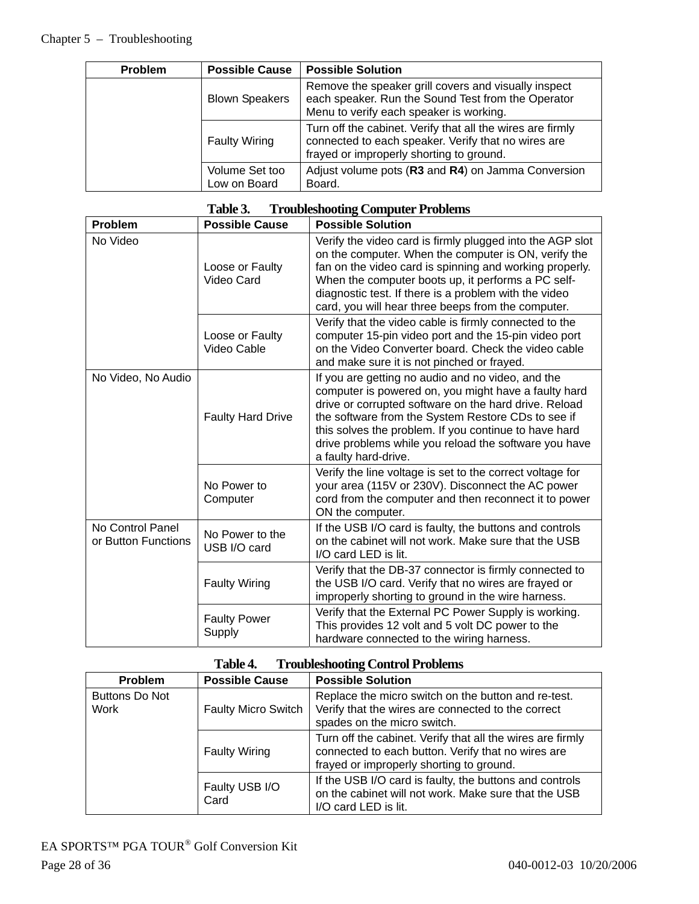| Problem | Possible Cause | Possible Solution |
|---|---|---|
| | Blown Speakers | Remove the speaker grill covers and visually inspect each speaker. Run the Sound Test from the Operator Menu to verify each speaker is working. |
| | Faulty Wiring | Turn off the cabinet. Verify that all the wires are firmly connected to each speaker. Verify that no wires are frayed or improperly shorting to ground. |
| | Volume Set too Low on Board | Adjust volume pots (**R3** and **R4**) on Jamma Conversion Board. |

**Table 3. Troubleshooting Computer Problems**

| Problem | Possible Cause | Possible Solution |
|---|---|---|
| No Video | Loose or Faulty Video Card | Verify the video card is firmly plugged into the AGP slot on the computer. When the computer is ON, verify the fan on the video card is spinning and working properly. When the computer boots up, it performs a PC self-diagnostic test. If there is a problem with the video card, you will hear three beeps from the computer. |
| | Loose or Faulty Video Cable | Verify that the video cable is firmly connected to the computer 15-pin video port and the 15-pin video port on the Video Converter board. Check the video cable and make sure it is not pinched or frayed. |
| No Video, No Audio | Faulty Hard Drive | If you are getting no audio and no video, and the computer is powered on, you might have a faulty hard drive or corrupted software on the hard drive. Reload the software from the System Restore CDs to see if this solves the problem. If you continue to have hard drive problems while you reload the software you have a faulty hard-drive. |
| | No Power to Computer | Verify the line voltage is set to the correct voltage for your area (115V or 230V). Disconnect the AC power cord from the computer and then reconnect it to power ON the computer. |
| No Control Panel or Button Functions | No Power to the USB I/O card | If the USB I/O card is faulty, the buttons and controls on the cabinet will not work. Make sure that the USB I/O card LED is lit. |
| | Faulty Wiring | Verify that the DB-37 connector is firmly connected to the USB I/O card. Verify that no wires are frayed or improperly shorting to ground in the wire harness. |
| | Faulty Power Supply | Verify that the External PC Power Supply is working. This provides 12 volt and 5 volt DC power to the hardware connected to the wiring harness. |

**Table 4. Troubleshooting Control Problems**

| Problem | Possible Cause | Possible Solution |
|---|---|---|
| Buttons Do Not Work | Faulty Micro Switch | Replace the micro switch on the button and re-test. Verify that the wires are connected to the correct spades on the micro switch. |
| | Faulty Wiring | Turn off the cabinet. Verify that all the wires are firmly connected to each button. Verify that no wires are frayed or improperly shorting to ground. |
| | Faulty USB I/O Card | If the USB I/O card is faulty, the buttons and controls on the cabinet will not work. Make sure that the USB I/O card LED is lit. |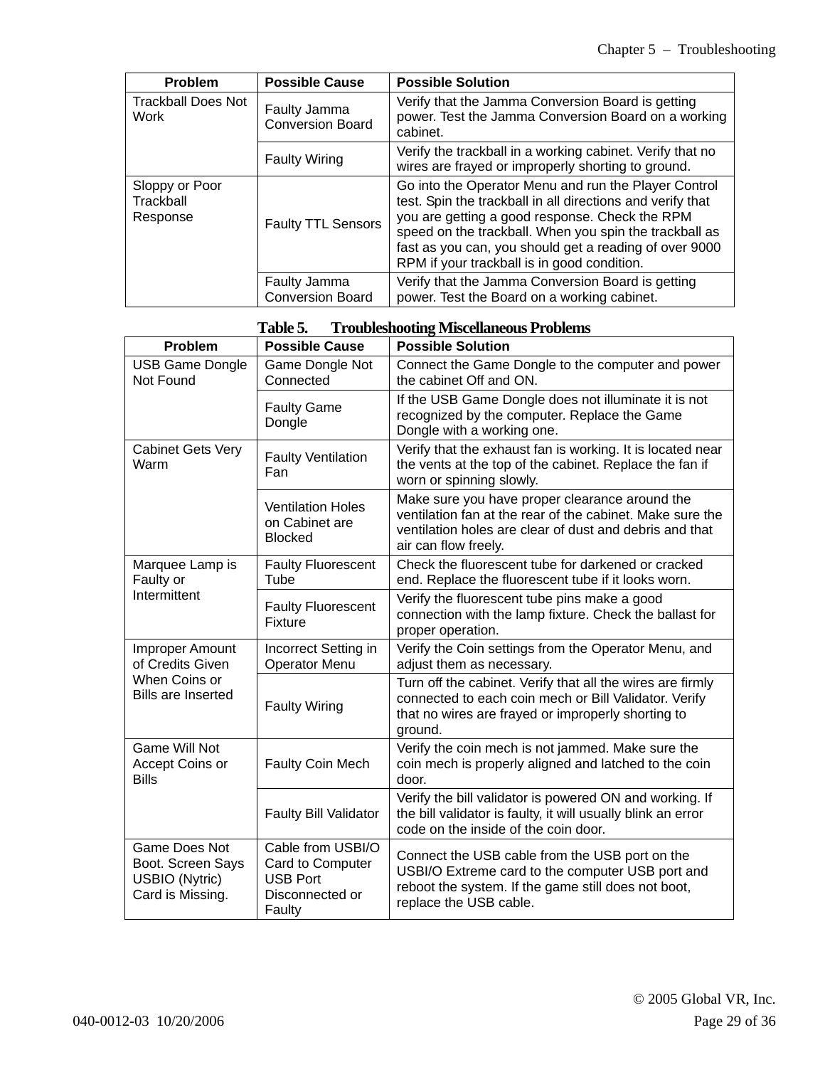| Problem | Possible Cause | Possible Solution |
| --- | --- | --- |
| Trackball Does Not Work | Faulty Jamma Conversion Board | Verify that the Jamma Conversion Board is getting power. Test the Jamma Conversion Board on a working cabinet. |
| | Faulty Wiring | Verify the trackball in a working cabinet. Verify that no wires are frayed or improperly shorting to ground. |
| Sloppy or Poor Trackball Response | Faulty TTL Sensors | Go into the Operator Menu and run the Player Control test. Spin the trackball in all directions and verify that you are getting a good response. Check the RPM speed on the trackball. When you spin the trackball as fast as you can, you should get a reading of over 9000 RPM if your trackball is in good condition. |
| | Faulty Jamma Conversion Board | Verify that the Jamma Conversion Board is getting power. Test the Board on a working cabinet. |

**Table 5. Troubleshooting Miscellaneous Problems**

| Problem | Possible Cause | Possible Solution |
| --- | --- | --- |
| USB Game Dongle Not Found | Game Dongle Not Connected | Connect the Game Dongle to the computer and power the cabinet Off and ON. |
| | Faulty Game Dongle | If the USB Game Dongle does not illuminate it is not recognized by the computer. Replace the Game Dongle with a working one. |
| Cabinet Gets Very Warm | Faulty Ventilation Fan | Verify that the exhaust fan is working. It is located near the vents at the top of the cabinet. Replace the fan if worn or spinning slowly. |
| | Ventilation Holes on Cabinet are Blocked | Make sure you have proper clearance around the ventilation fan at the rear of the cabinet. Make sure the ventilation holes are clear of dust and debris and that air can flow freely. |
| Marquee Lamp is Faulty or Intermittent | Faulty Fluorescent Tube | Check the fluorescent tube for darkened or cracked end. Replace the fluorescent tube if it looks worn. |
| | Faulty Fluorescent Fixture | Verify the fluorescent tube pins make a good connection with the lamp fixture. Check the ballast for proper operation. |
| Improper Amount of Credits Given When Coins or Bills are Inserted | Incorrect Setting in Operator Menu | Verify the Coin settings from the Operator Menu, and adjust them as necessary. |
| | Faulty Wiring | Turn off the cabinet. Verify that all the wires are firmly connected to each coin mech or Bill Validator. Verify that no wires are frayed or improperly shorting to ground. |
| Game Will Not Accept Coins or Bills | Faulty Coin Mech | Verify the coin mech is not jammed. Make sure the coin mech is properly aligned and latched to the coin door. |
| | Faulty Bill Validator | Verify the bill validator is powered ON and working. If the bill validator is faulty, it will usually blink an error code on the inside of the coin door. |
| Game Does Not Boot. Screen Says USBIO (Nytric) Card is Missing. | Cable from USBI/O Card to Computer USB Port Disconnected or Faulty | Connect the USB cable from the USB port on the USBI/O Extreme card to the computer USB port and reboot the system. If the game still does not boot, replace the USB cable. |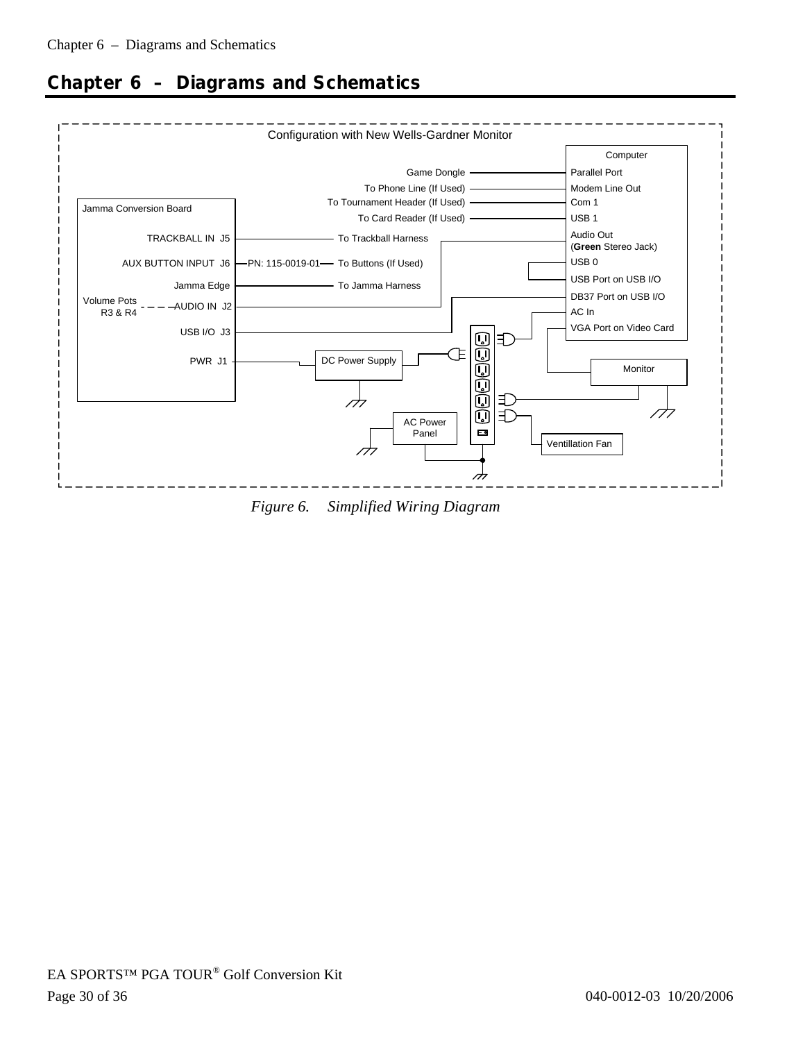# Chapter 6 – Diagrams and Schematics

Configuration with New Wells-Gardner Monitor

*Figure 6. Simplified Wiring Diagram*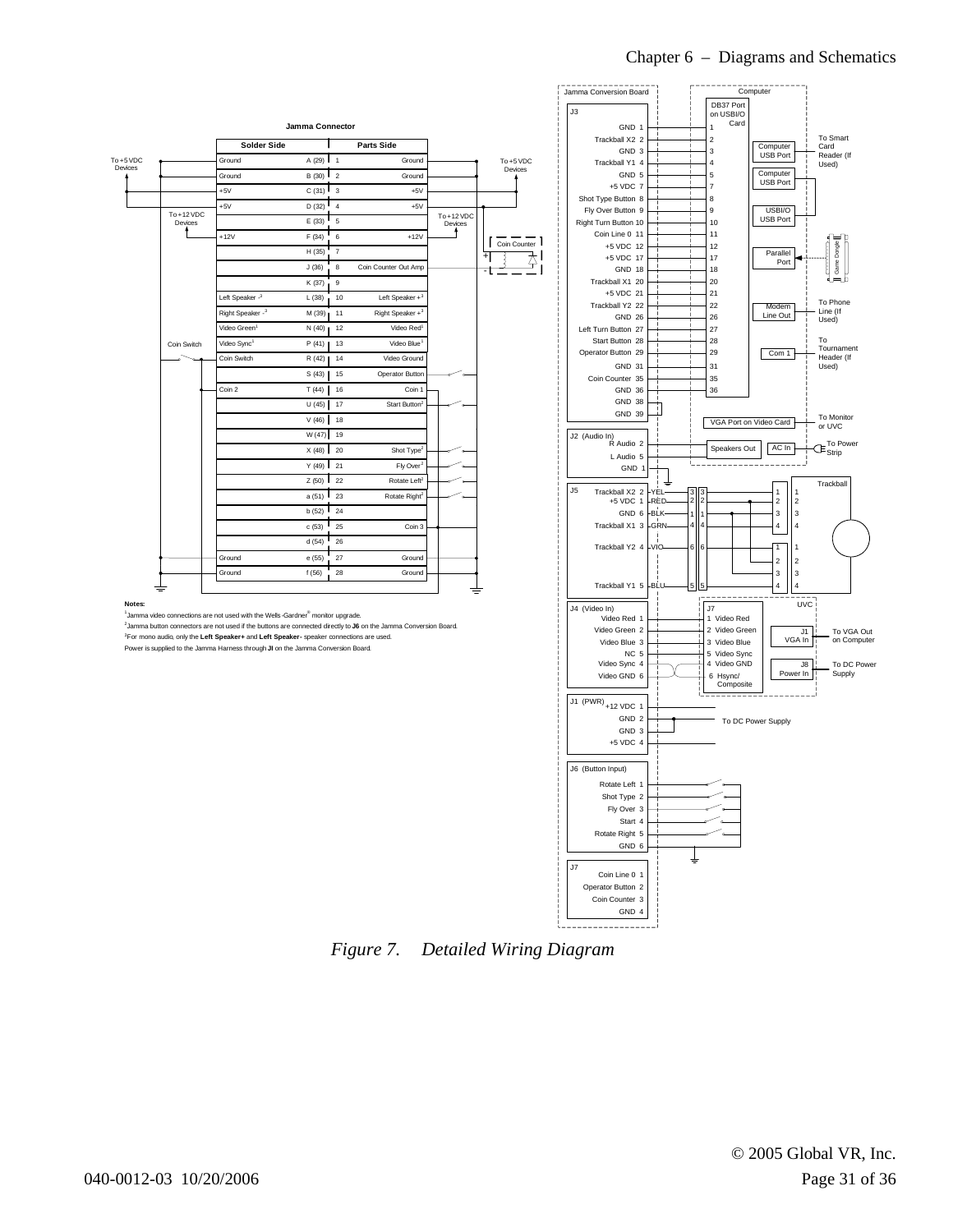# Jamma Connector

| Solder Side | | Parts Side | |
|---|---|---|---|
| Ground | A (29) | 1 | Ground |
| Ground | B (30) | 2 | Ground |
| +5V | C (31) | 3 | +5V |
| +5V | D (32) | 4 | +5V |
| | E (33) | 5 | |
| +12V | F (34) | 6 | +12V |
| | H (35) | 7 | |
| | J (36) | 8 | Coin Counter Out Amp |
| | K (37) | 9 | |
| Left Speaker -[3] | L (38) | 10 | Left Speaker +[3] |
| Right Speaker -[3] | M (39) | 11 | Right Speaker +[3] |
| Video Green[1] | N (40) | 12 | Video Red[1] |
| Video Sync[1] | P (41) | 13 | Video Blue[1] |
| Coin Switch | R (42) | 14 | Video Ground |
| | S (43) | 15 | Operator Button |
| Coin 2 | T (44) | 16 | Coin 1 |
| | U (45) | 17 | Start Button[2] |
| | V (46) | 18 | |
| | W (47) | 19 | |
| | X (48) | 20 | Shot Type[2] |
| | Y (49) | 21 | Fly Over[2] |
| | Z (50) | 22 | Rotate Left[2] |
| | a (51) | 23 | Rotate Right[2] |
| | b (52) | 24 | |
| | c (53) | 25 | Coin 3 |
| | d (54) | 26 | |
| Ground | e (55) | 27 | Ground |
| Ground | f (56) | 28 | Ground |

**Notes:**

[1]Jamma video connections are not used with the Wells-Gardner® monitor upgrade.

[2]Jamma button connectors are not used if the buttons are connected directly to **J6** on the Jamma Conversion Board.

[3]For mono audio, only the **Left Speaker+** and **Left Speaker-** speaker connections are used.

Power is supplied to the Jamma Harness through **JI** on the Jamma Conversion Board.

*Figure 7. Detailed Wiring Diagram*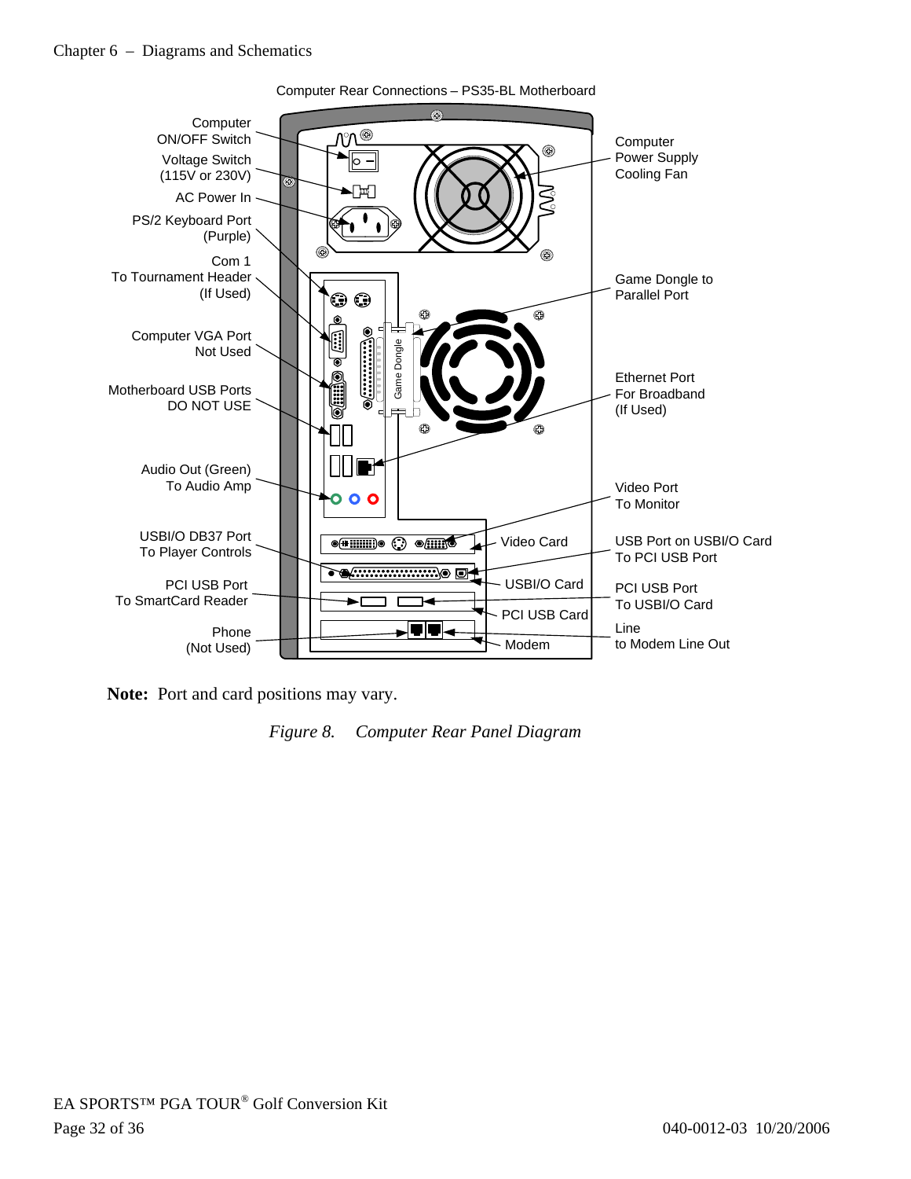Computer Rear Connections – PS35-BL Motherboard

Computer ON/OFF Switch

Voltage Switch (115V or 230V)

AC Power In

PS/2 Keyboard Port (Purple)

Com 1 To Tournament Header (If Used)

Computer VGA Port Not Used

Motherboard USB Ports DO NOT USE

Audio Out (Green) To Audio Amp

USBI/O DB37 Port To Player Controls

PCI USB Port To SmartCard Reader

Phone (Not Used)

Computer Power Supply Cooling Fan

Game Dongle to Parallel Port

Game Dongle

Ethernet Port For Broadband (If Used)

Video Port To Monitor

Video Card

USB Port on USBI/O Card To PCI USB Port

USBI/O Card

PCI USB Port To USBI/O Card

PCI USB Card

Line to Modem Line Out

Modem

**Note:** Port and card positions may vary.

*Figure 8. Computer Rear Panel Diagram*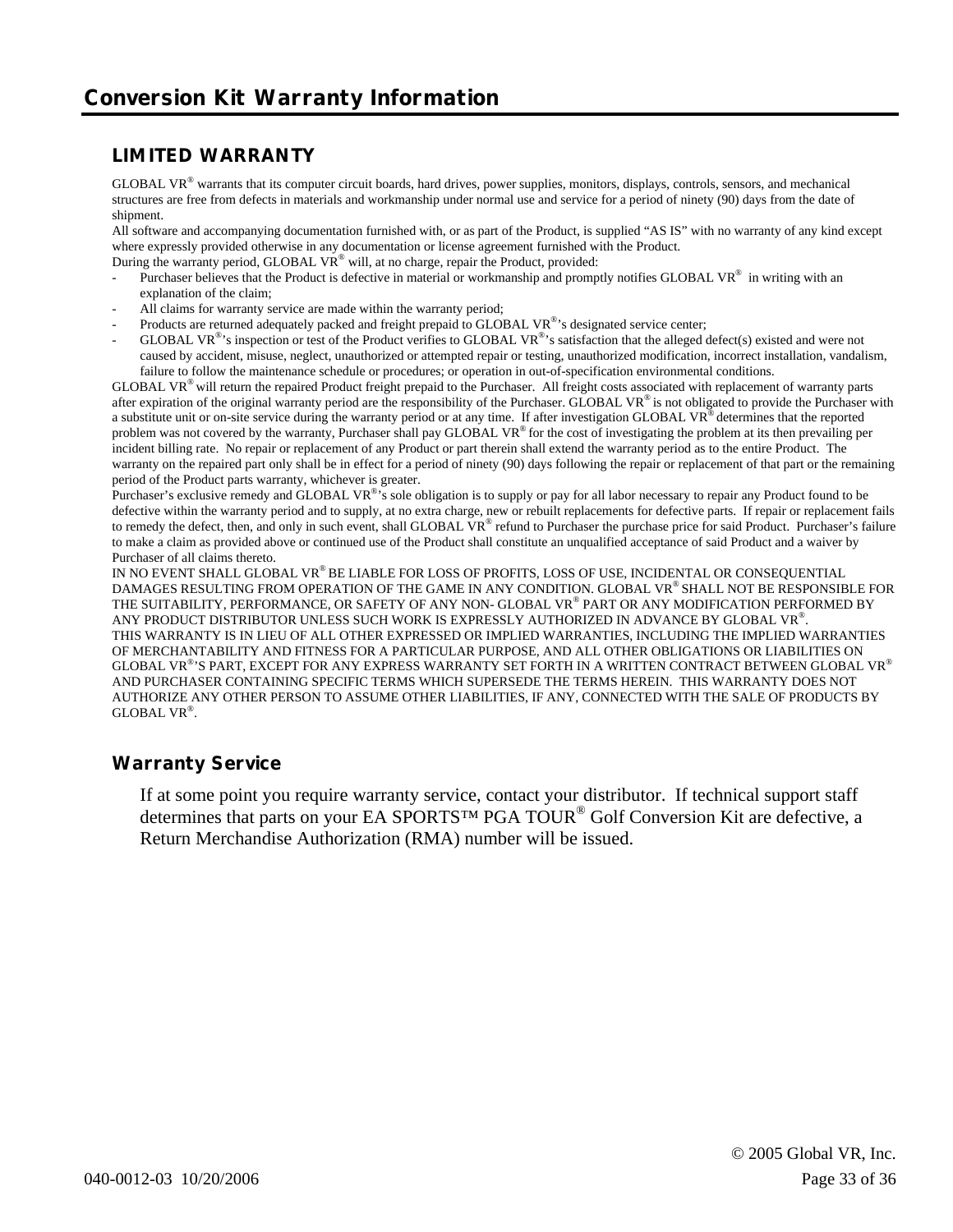# Conversion Kit Warranty Information

## LIMITED WARRANTY

GLOBAL VR® warrants that its computer circuit boards, hard drives, power supplies, monitors, displays, controls, sensors, and mechanical structures are free from defects in materials and workmanship under normal use and service for a period of ninety (90) days from the date of shipment.

All software and accompanying documentation furnished with, or as part of the Product, is supplied "AS IS" with no warranty of any kind except where expressly provided otherwise in any documentation or license agreement furnished with the Product.

During the warranty period, GLOBAL VR® will, at no charge, repair the Product, provided:

- Purchaser believes that the Product is defective in material or workmanship and promptly notifies GLOBAL VR® in writing with an explanation of the claim;
- All claims for warranty service are made within the warranty period;
- Products are returned adequately packed and freight prepaid to GLOBAL VR®'s designated service center;
- GLOBAL VR®'s inspection or test of the Product verifies to GLOBAL VR®'s satisfaction that the alleged defect(s) existed and were not caused by accident, misuse, neglect, unauthorized or attempted repair or testing, unauthorized modification, incorrect installation, vandalism, failure to follow the maintenance schedule or procedures; or operation in out-of-specification environmental conditions.

GLOBAL VR® will return the repaired Product freight prepaid to the Purchaser. All freight costs associated with replacement of warranty parts after expiration of the original warranty period are the responsibility of the Purchaser. GLOBAL VR® is not obligated to provide the Purchaser with a substitute unit or on-site service during the warranty period or at any time. If after investigation GLOBAL VR® determines that the reported problem was not covered by the warranty, Purchaser shall pay GLOBAL VR® for the cost of investigating the problem at its then prevailing per incident billing rate. No repair or replacement of any Product or part therein shall extend the warranty period as to the entire Product. The warranty on the repaired part only shall be in effect for a period of ninety (90) days following the repair or replacement of that part or the remaining period of the Product parts warranty, whichever is greater.

Purchaser's exclusive remedy and GLOBAL VR®'s sole obligation is to supply or pay for all labor necessary to repair any Product found to be defective within the warranty period and to supply, at no extra charge, new or rebuilt replacements for defective parts. If repair or replacement fails to remedy the defect, then, and only in such event, shall GLOBAL VR® refund to Purchaser the purchase price for said Product. Purchaser's failure to make a claim as provided above or continued use of the Product shall constitute an unqualified acceptance of said Product and a waiver by Purchaser of all claims thereto.

IN NO EVENT SHALL GLOBAL VR® BE LIABLE FOR LOSS OF PROFITS, LOSS OF USE, INCIDENTAL OR CONSEQUENTIAL DAMAGES RESULTING FROM OPERATION OF THE GAME IN ANY CONDITION. GLOBAL VR® SHALL NOT BE RESPONSIBLE FOR THE SUITABILITY, PERFORMANCE, OR SAFETY OF ANY NON- GLOBAL VR® PART OR ANY MODIFICATION PERFORMED BY ANY PRODUCT DISTRIBUTOR UNLESS SUCH WORK IS EXPRESSLY AUTHORIZED IN ADVANCE BY GLOBAL VR®.

THIS WARRANTY IS IN LIEU OF ALL OTHER EXPRESSED OR IMPLIED WARRANTIES, INCLUDING THE IMPLIED WARRANTIES OF MERCHANTABILITY AND FITNESS FOR A PARTICULAR PURPOSE, AND ALL OTHER OBLIGATIONS OR LIABILITIES ON GLOBAL VR®'S PART, EXCEPT FOR ANY EXPRESS WARRANTY SET FORTH IN A WRITTEN CONTRACT BETWEEN GLOBAL VR® AND PURCHASER CONTAINING SPECIFIC TERMS WHICH SUPERSEDE THE TERMS HEREIN. THIS WARRANTY DOES NOT AUTHORIZE ANY OTHER PERSON TO ASSUME OTHER LIABILITIES, IF ANY, CONNECTED WITH THE SALE OF PRODUCTS BY GLOBAL VR®.

## Warranty Service

If at some point you require warranty service, contact your distributor. If technical support staff determines that parts on your EA SPORTS™ PGA TOUR® Golf Conversion Kit are defective, a Return Merchandise Authorization (RMA) number will be issued.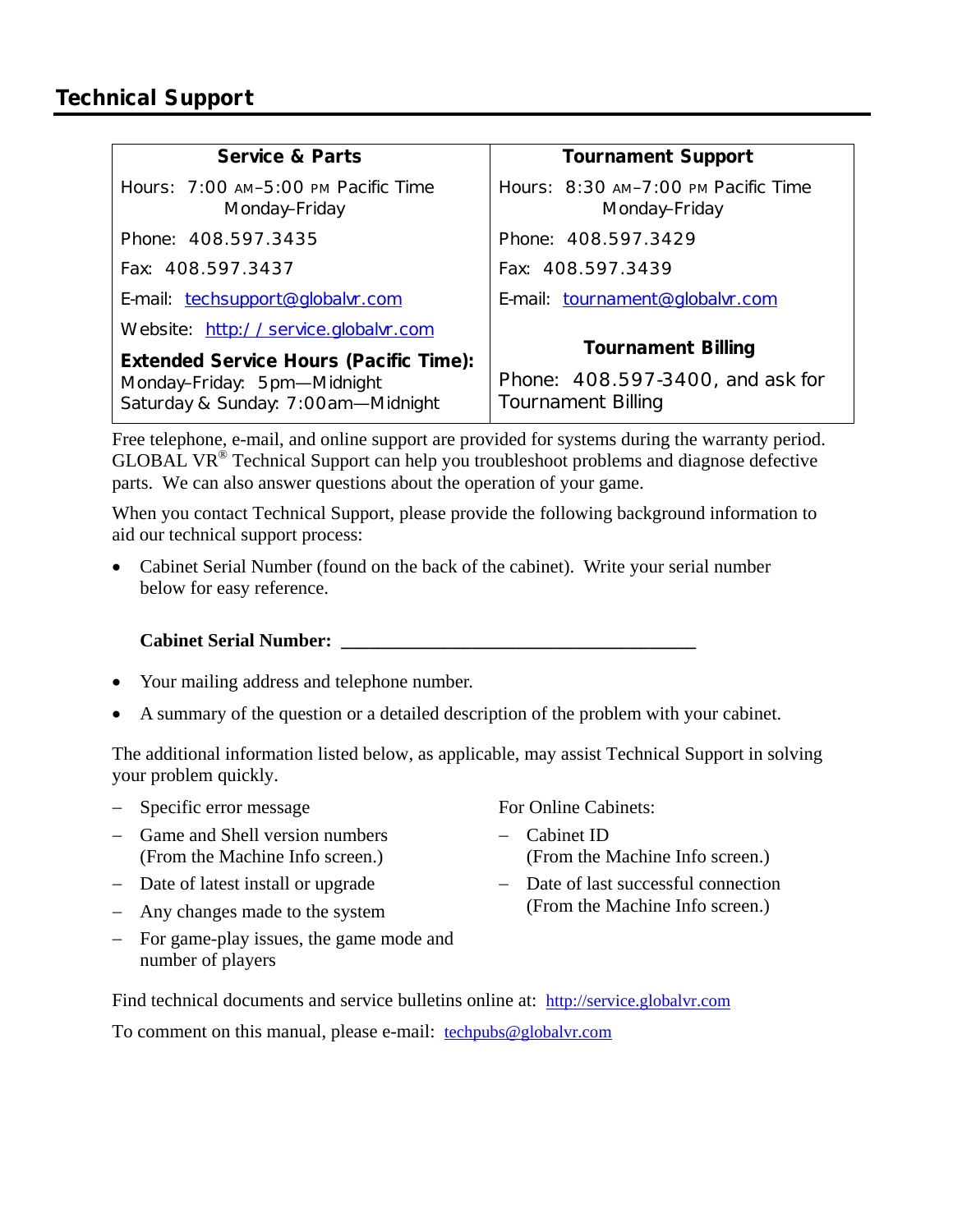## Technical Support

| Service & Parts | Tournament Support |
|---|---|
| Hours: 7:00 AM–5:00 PM Pacific Time Monday–Friday | Hours: 8:30 AM–7:00 PM Pacific Time Monday–Friday |
| Phone: 408.597.3435 | Phone: 408.597.3429 |
| Fax: 408.597.3437 | Fax: 408.597.3439 |
| E-mail: techsupport@globalvr.com | E-mail: tournament@globalvr.com |
| Website: http://service.globalvr.com | **Tournament Billing** |
| **Extended Service Hours (Pacific Time):** Monday–Friday: 5pm—Midnight Saturday & Sunday: 7:00am—Midnight | Phone: 408.597-3400, and ask for Tournament Billing |

Free telephone, e-mail, and online support are provided for systems during the warranty period. GLOBAL VR® Technical Support can help you troubleshoot problems and diagnose defective parts. We can also answer questions about the operation of your game.

When you contact Technical Support, please provide the following background information to aid our technical support process:

- Cabinet Serial Number (found on the back of the cabinet). Write your serial number below for easy reference.

  **Cabinet Serial Number: \_\_\_\_\_\_\_\_\_\_\_\_\_\_\_\_\_\_\_\_\_\_\_\_\_\_\_\_\_\_\_\_\_\_\_\_\_\_**

- Your mailing address and telephone number.
- A summary of the question or a detailed description of the problem with your cabinet.

The additional information listed below, as applicable, may assist Technical Support in solving your problem quickly.

- Specific error message
- Game and Shell version numbers (From the Machine Info screen.)
- Date of latest install or upgrade
- Any changes made to the system
- For game-play issues, the game mode and number of players

For Online Cabinets:

- Cabinet ID (From the Machine Info screen.)
- Date of last successful connection (From the Machine Info screen.)

Find technical documents and service bulletins online at: http://service.globalvr.com

To comment on this manual, please e-mail: techpubs@globalvr.com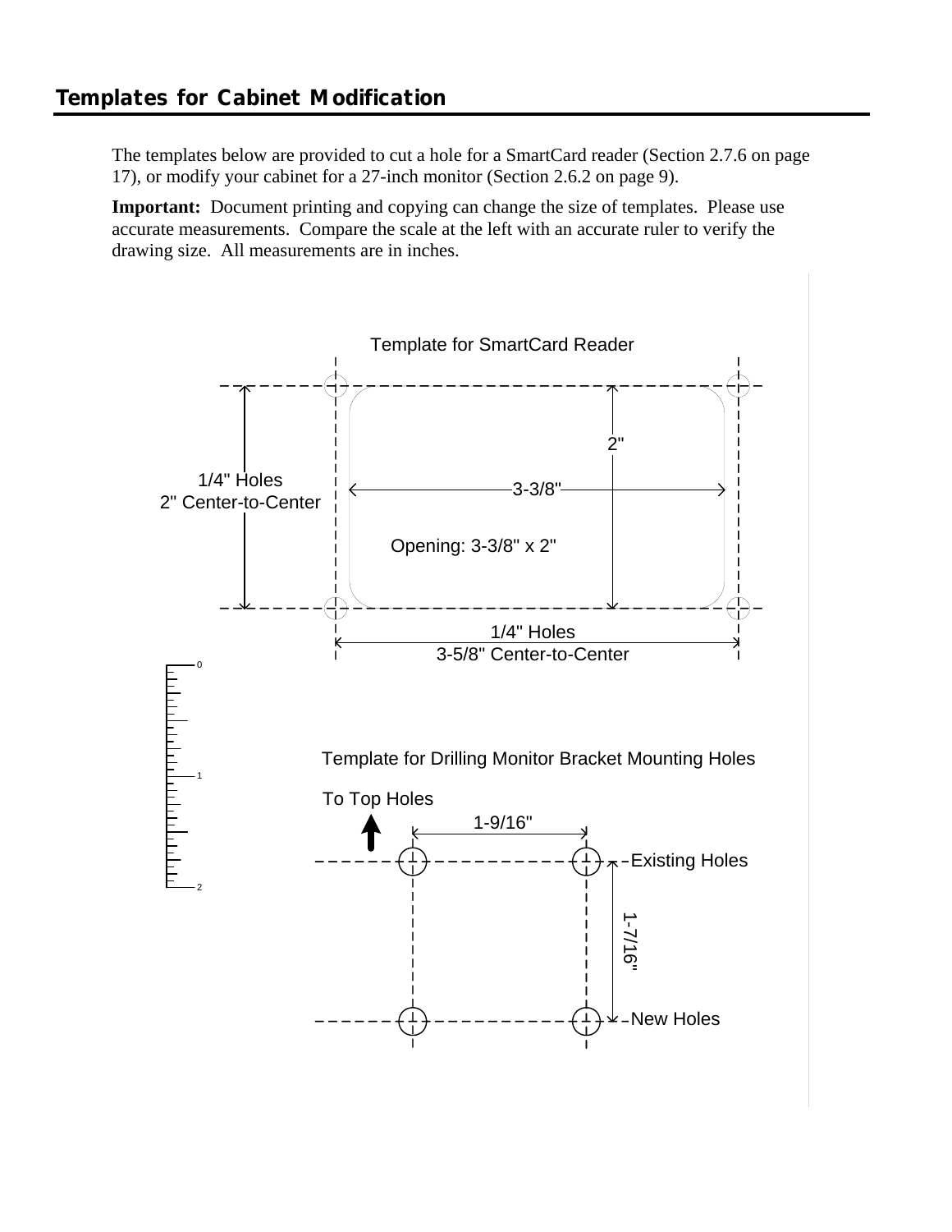## Templates for Cabinet Modification

The templates below are provided to cut a hole for a SmartCard reader (Section 2.7.6 on page 17), or modify your cabinet for a 27-inch monitor (Section 2.6.2 on page 9).

**Important:** Document printing and copying can change the size of templates. Please use accurate measurements. Compare the scale at the left with an accurate ruler to verify the drawing size. All measurements are in inches.

Template for SmartCard Reader

2"

1/4" Holes
2" Center-to-Center

3-3/8"

Opening: 3-3/8" x 2"

1/4" Holes
3-5/8" Center-to-Center

0

1

2

Template for Drilling Monitor Bracket Mounting Holes

To Top Holes

1-9/16"

Existing Holes

1-7/16"

New Holes